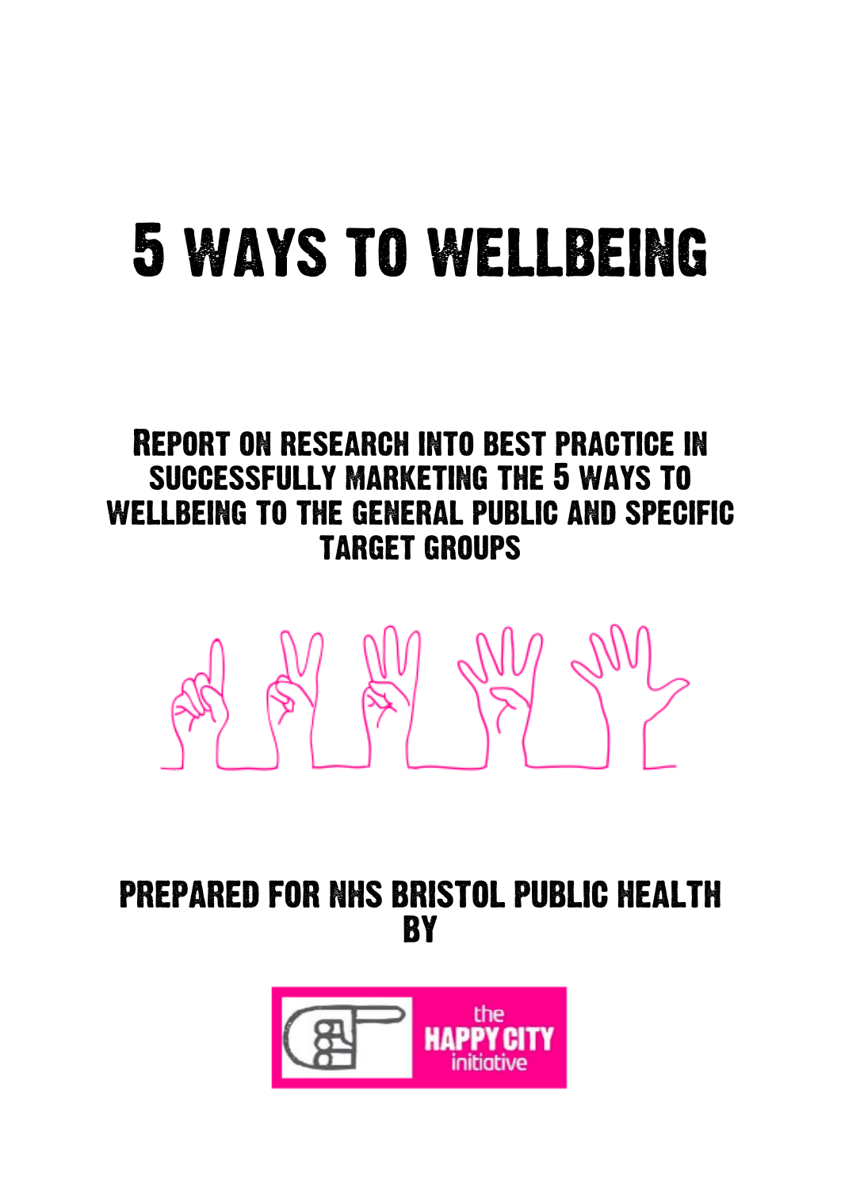# 5 WAYS TO WELLBEING

## Report on research into best practice in successfully marketing the 5 ways to wellbeing to the general public and specific target groups

PREPARED FOR NHS BRISTOL PUBLIC HEALTH BY

the HAPPY CITY initiative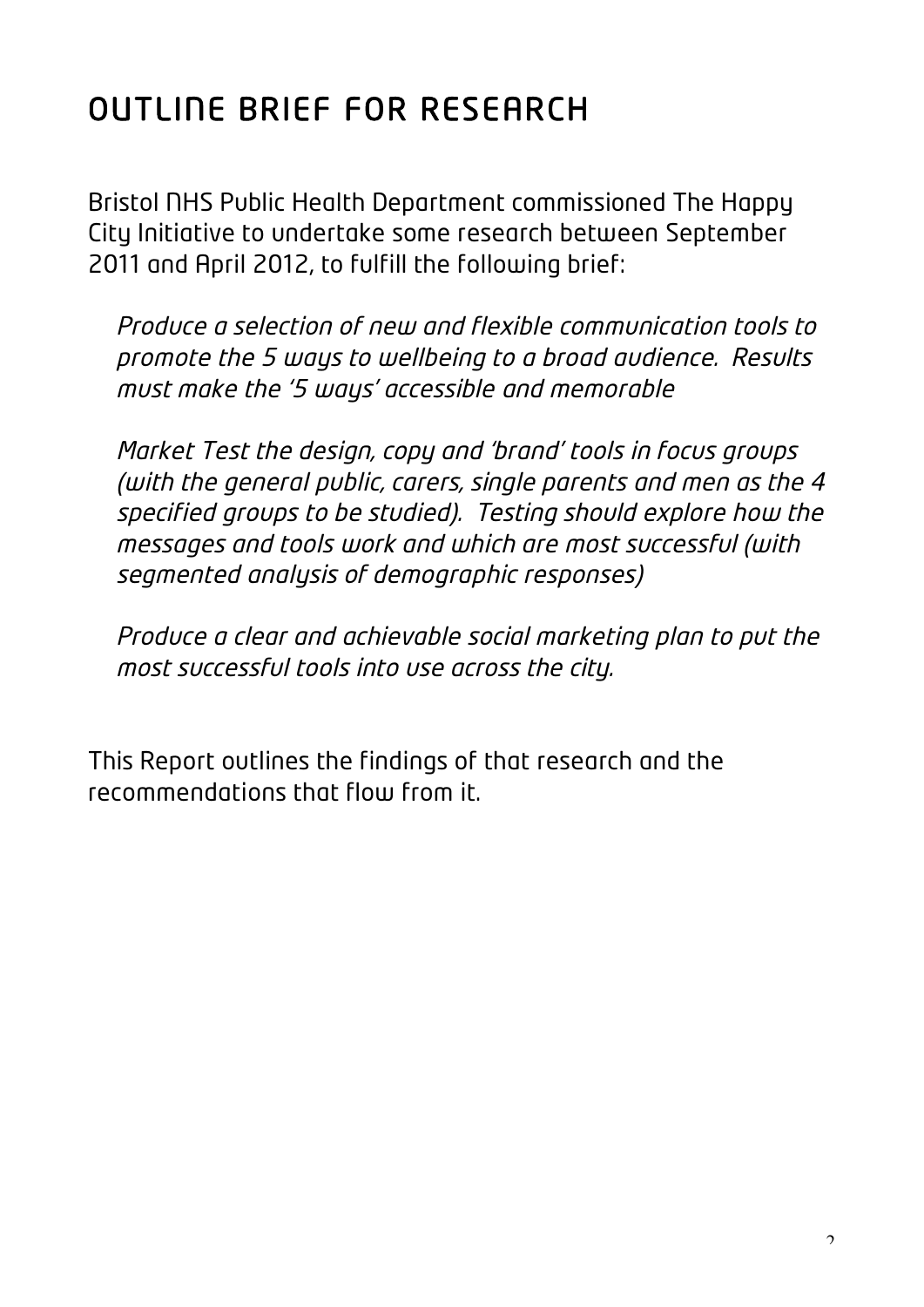# OUTLINE BRIEF FOR RESEARCH

Bristol NHS Public Health Department commissioned The Happy City Initiative to undertake some research between September 2011 and April 2012, to fulfill the following brief:

*Produce a selection of new and flexible communication tools to promote the 5 ways to wellbeing to a broad audience. Results must make the '5 ways' accessible and memorable*

*Market Test the design, copy and 'brand' tools in focus groups (with the general public, carers, single parents and men as the 4 specified groups to be studied). Testing should explore how the messages and tools work and which are most successful (with segmented analysis of demographic responses)*

*Produce a clear and achievable social marketing plan to put the most successful tools into use across the city.*

This Report outlines the findings of that research and the recommendations that flow from it.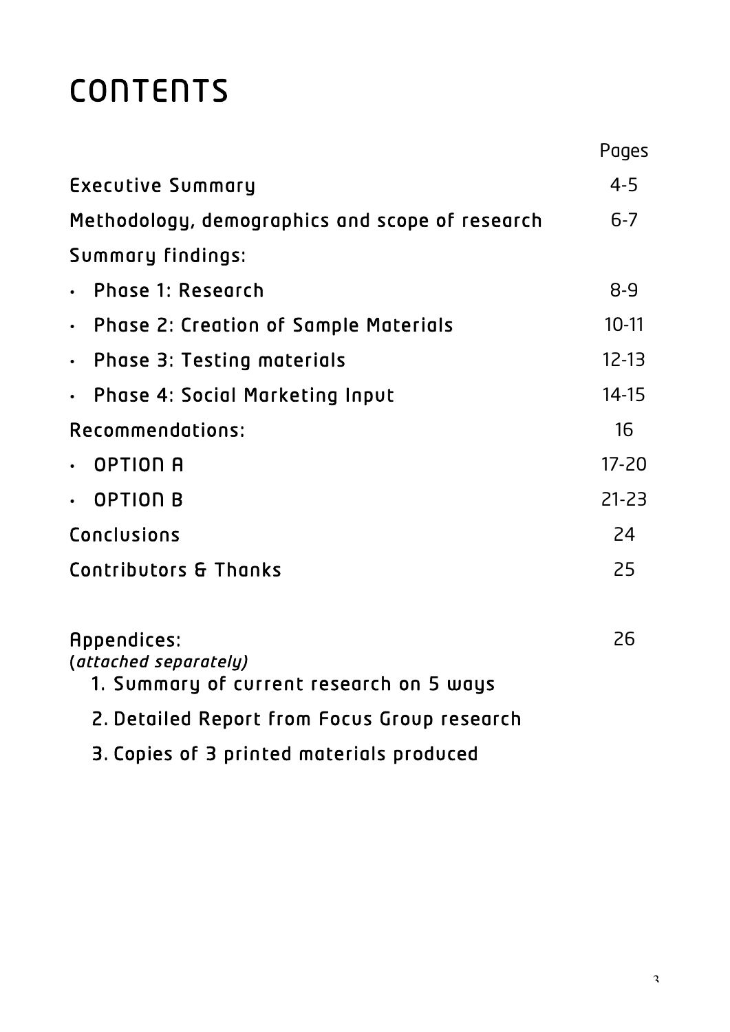# CONTENTS

| | Pages |
|---|---|
| Executive Summary | 4-5 |
| Methodology, demographics and scope of research | 6-7 |
| Summary findings: | |
| • Phase 1: Research | 8-9 |
| • Phase 2: Creation of Sample Materials | 10-11 |
| • Phase 3: Testing materials | 12-13 |
| • Phase 4: Social Marketing Input | 14-15 |
| Recommendations: | 16 |
| • OPTION A | 17-20 |
| • OPTION B | 21-23 |
| Conclusions | 24 |
| Contributors & Thanks | 25 |
| Appendices: *(attached separately)* | 26 |

1. Summary of current research on 5 ways
2. Detailed Report from Focus Group research
3. Copies of 3 printed materials produced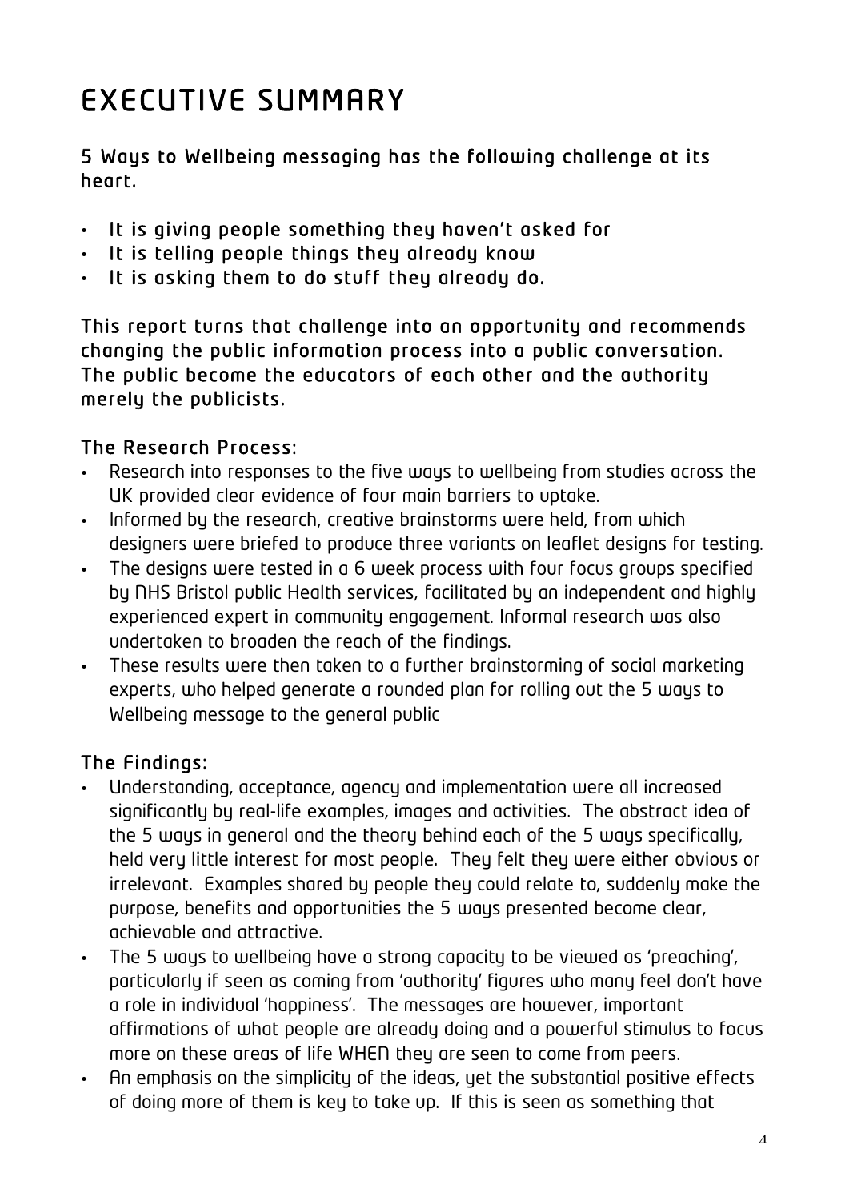# EXECUTIVE SUMMARY

**5 Ways to Wellbeing messaging has the following challenge at its heart.**

- **It is giving people something they haven't asked for**
- **It is telling people things they already know**
- **It is asking them to do stuff they already do.**

**This report turns that challenge into an opportunity and recommends changing the public information process into a public conversation. The public become the educators of each other and the authority merely the publicists.**

## The Research Process:

- Research into responses to the five ways to wellbeing from studies across the UK provided clear evidence of four main barriers to uptake.
- Informed by the research, creative brainstorms were held, from which designers were briefed to produce three variants on leaflet designs for testing.
- The designs were tested in a 6 week process with four focus groups specified by NHS Bristol public Health services, facilitated by an independent and highly experienced expert in community engagement. Informal research was also undertaken to broaden the reach of the findings.
- These results were then taken to a further brainstorming of social marketing experts, who helped generate a rounded plan for rolling out the 5 ways to Wellbeing message to the general public

## The Findings:

- Understanding, acceptance, agency and implementation were all increased significantly by real-life examples, images and activities. The abstract idea of the 5 ways in general and the theory behind each of the 5 ways specifically, held very little interest for most people. They felt they were either obvious or irrelevant. Examples shared by people they could relate to, suddenly make the purpose, benefits and opportunities the 5 ways presented become clear, achievable and attractive.
- The 5 ways to wellbeing have a strong capacity to be viewed as 'preaching', particularly if seen as coming from 'authority' figures who many feel don't have a role in individual 'happiness'. The messages are however, important affirmations of what people are already doing and a powerful stimulus to focus more on these areas of life WHEN they are seen to come from peers.
- An emphasis on the simplicity of the ideas, yet the substantial positive effects of doing more of them is key to take up. If this is seen as something that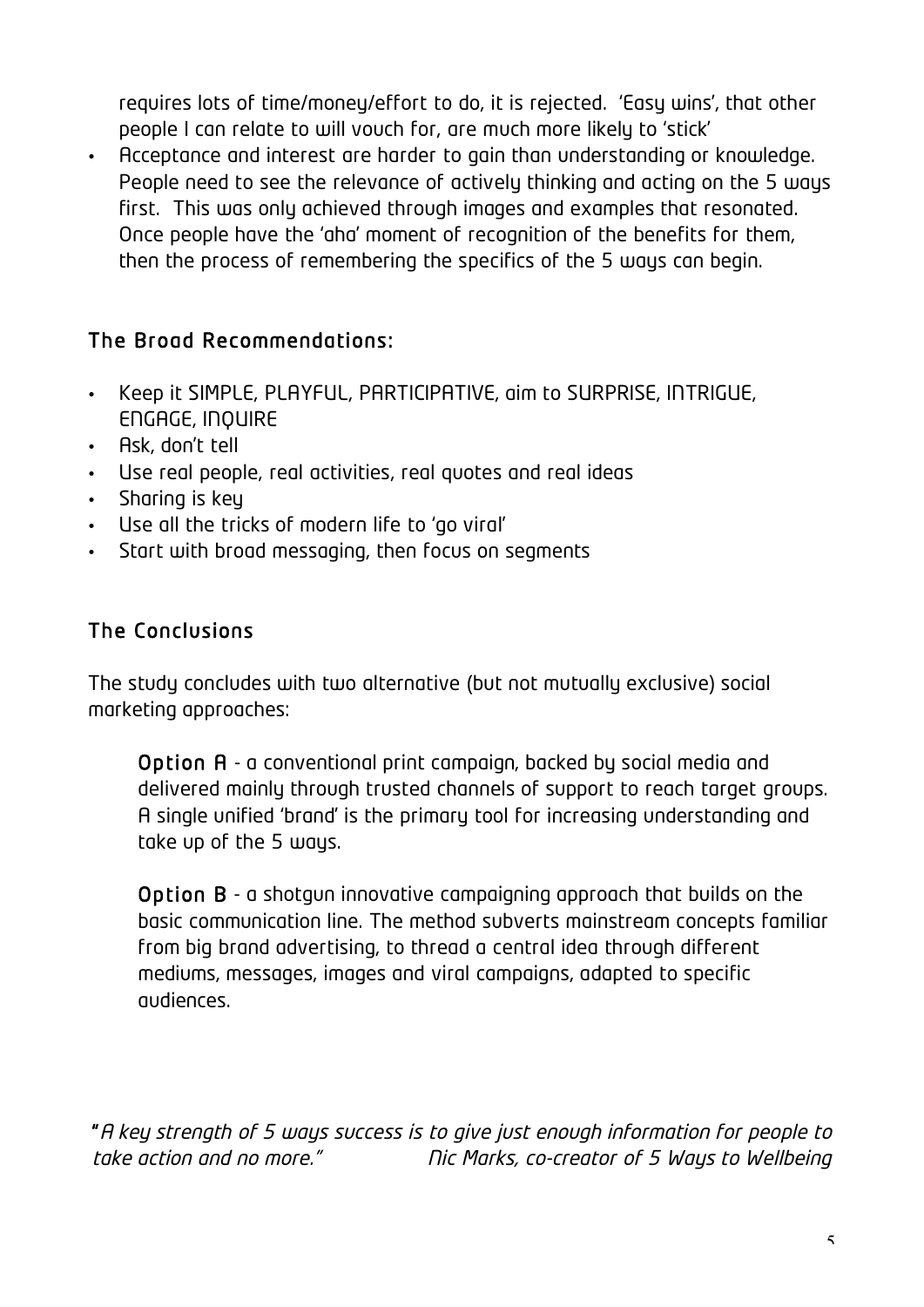requires lots of time/money/effort to do, it is rejected. 'Easy wins', that other people I can relate to will vouch for, are much more likely to 'stick'

- Acceptance and interest are harder to gain than understanding or knowledge. People need to see the relevance of actively thinking and acting on the 5 ways first. This was only achieved through images and examples that resonated. Once people have the 'aha' moment of recognition of the benefits for them, then the process of remembering the specifics of the 5 ways can begin.

## The Broad Recommendations:

- Keep it SIMPLE, PLAYFUL, PARTICIPATIVE, aim to SURPRISE, INTRIGUE, ENGAGE, INQUIRE
- Ask, don't tell
- Use real people, real activities, real quotes and real ideas
- Sharing is key
- Use all the tricks of modern life to 'go viral'
- Start with broad messaging, then focus on segments

## The Conclusions

The study concludes with two alternative (but not mutually exclusive) social marketing approaches:

> **Option A** - a conventional print campaign, backed by social media and delivered mainly through trusted channels of support to reach target groups. A single unified 'brand' is the primary tool for increasing understanding and take up of the 5 ways.
>
> **Option B** - a shotgun innovative campaigning approach that builds on the basic communication line. The method subverts mainstream concepts familiar from big brand advertising, to thread a central idea through different mediums, messages, images and viral campaigns, adapted to specific audiences.

*"A key strength of 5 ways success is to give just enough information for people to take action and no more."* *Nic Marks, co-creator of 5 Ways to Wellbeing*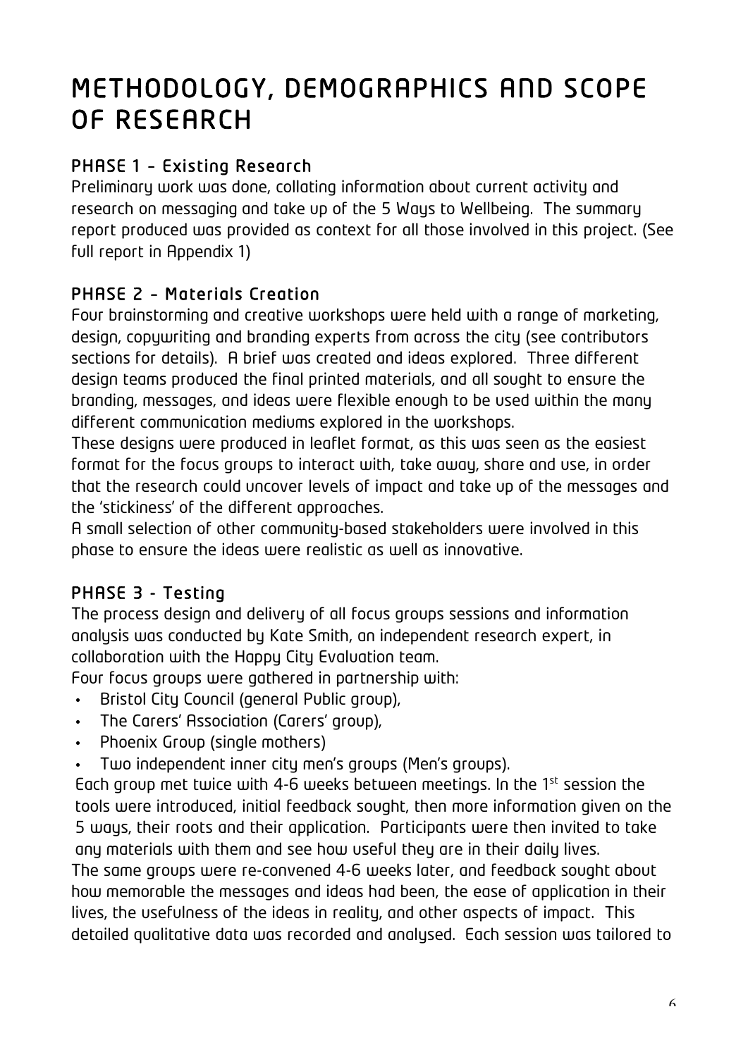# METHODOLOGY, DEMOGRAPHICS AND SCOPE OF RESEARCH

### PHASE 1 – Existing Research

Preliminary work was done, collating information about current activity and research on messaging and take up of the 5 Ways to Wellbeing. The summary report produced was provided as context for all those involved in this project. (See full report in Appendix 1)

### PHASE 2 – Materials Creation

Four brainstorming and creative workshops were held with a range of marketing, design, copywriting and branding experts from across the city (see contributors sections for details). A brief was created and ideas explored. Three different design teams produced the final printed materials, and all sought to ensure the branding, messages, and ideas were flexible enough to be used within the many different communication mediums explored in the workshops.

These designs were produced in leaflet format, as this was seen as the easiest format for the focus groups to interact with, take away, share and use, in order that the research could uncover levels of impact and take up of the messages and the 'stickiness' of the different approaches.

A small selection of other community-based stakeholders were involved in this phase to ensure the ideas were realistic as well as innovative.

### PHASE 3 - Testing

The process design and delivery of all focus groups sessions and information analysis was conducted by Kate Smith, an independent research expert, in collaboration with the Happy City Evaluation team.

Four focus groups were gathered in partnership with:

- Bristol City Council (general Public group),
- The Carers' Association (Carers' group),
- Phoenix Group (single mothers)
- Two independent inner city men's groups (Men's groups).

Each group met twice with 4-6 weeks between meetings. In the 1st session the tools were introduced, initial feedback sought, then more information given on the 5 ways, their roots and their application. Participants were then invited to take any materials with them and see how useful they are in their daily lives.

The same groups were re-convened 4-6 weeks later, and feedback sought about how memorable the messages and ideas had been, the ease of application in their lives, the usefulness of the ideas in reality, and other aspects of impact. This detailed qualitative data was recorded and analysed. Each session was tailored to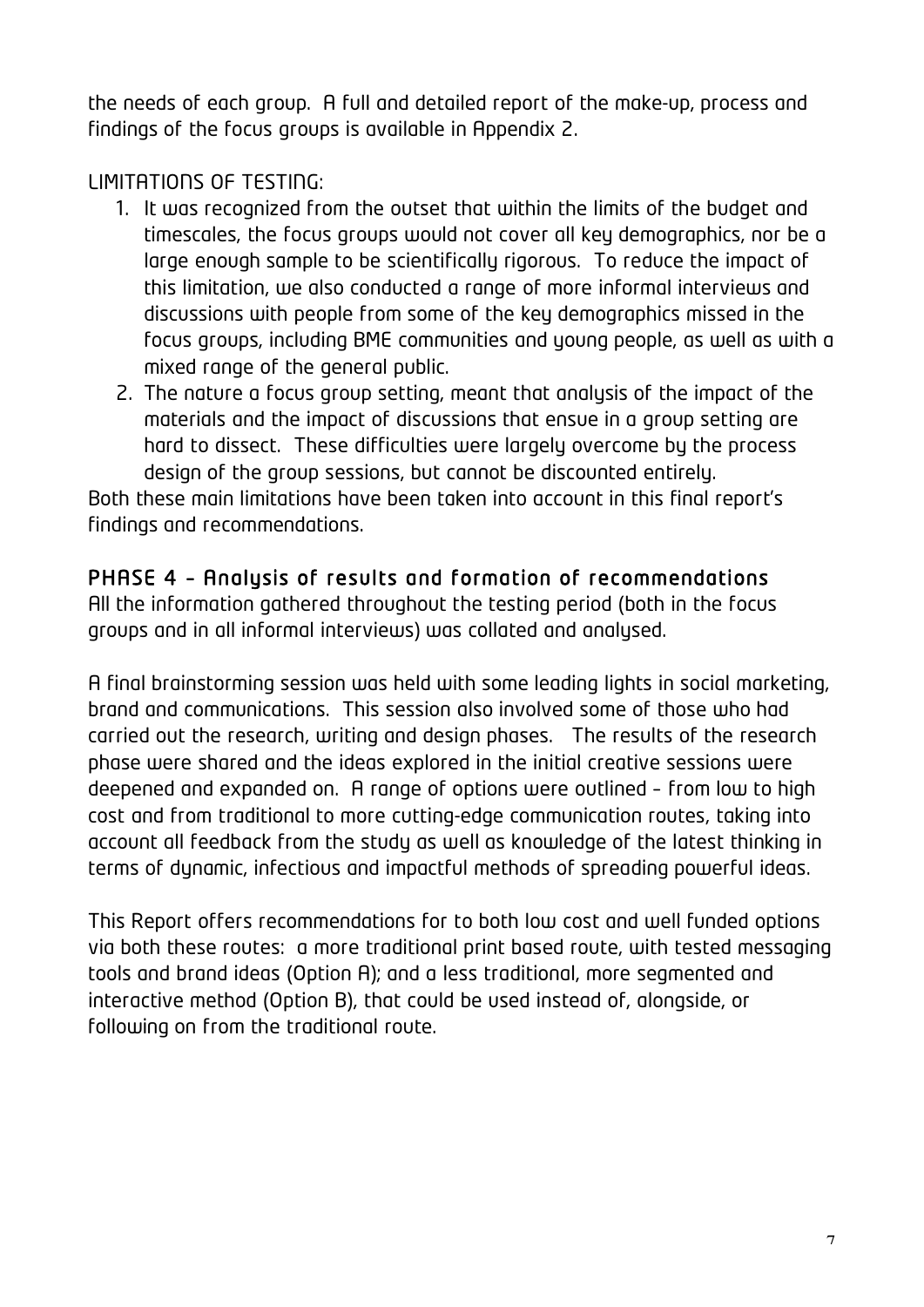the needs of each group. A full and detailed report of the make-up, process and findings of the focus groups is available in Appendix 2.

LIMITATIONS OF TESTING:

1. It was recognized from the outset that within the limits of the budget and timescales, the focus groups would not cover all key demographics, nor be a large enough sample to be scientifically rigorous. To reduce the impact of this limitation, we also conducted a range of more informal interviews and discussions with people from some of the key demographics missed in the focus groups, including BME communities and young people, as well as with a mixed range of the general public.
2. The nature a focus group setting, meant that analysis of the impact of the materials and the impact of discussions that ensue in a group setting are hard to dissect. These difficulties were largely overcome by the process design of the group sessions, but cannot be discounted entirely.

Both these main limitations have been taken into account in this final report's findings and recommendations.

## PHASE 4 – Analysis of results and formation of recommendations

All the information gathered throughout the testing period (both in the focus groups and in all informal interviews) was collated and analysed.

A final brainstorming session was held with some leading lights in social marketing, brand and communications. This session also involved some of those who had carried out the research, writing and design phases. The results of the research phase were shared and the ideas explored in the initial creative sessions were deepened and expanded on. A range of options were outlined – from low to high cost and from traditional to more cutting-edge communication routes, taking into account all feedback from the study as well as knowledge of the latest thinking in terms of dynamic, infectious and impactful methods of spreading powerful ideas.

This Report offers recommendations for to both low cost and well funded options via both these routes: a more traditional print based route, with tested messaging tools and brand ideas (Option A); and a less traditional, more segmented and interactive method (Option B), that could be used instead of, alongside, or following on from the traditional route.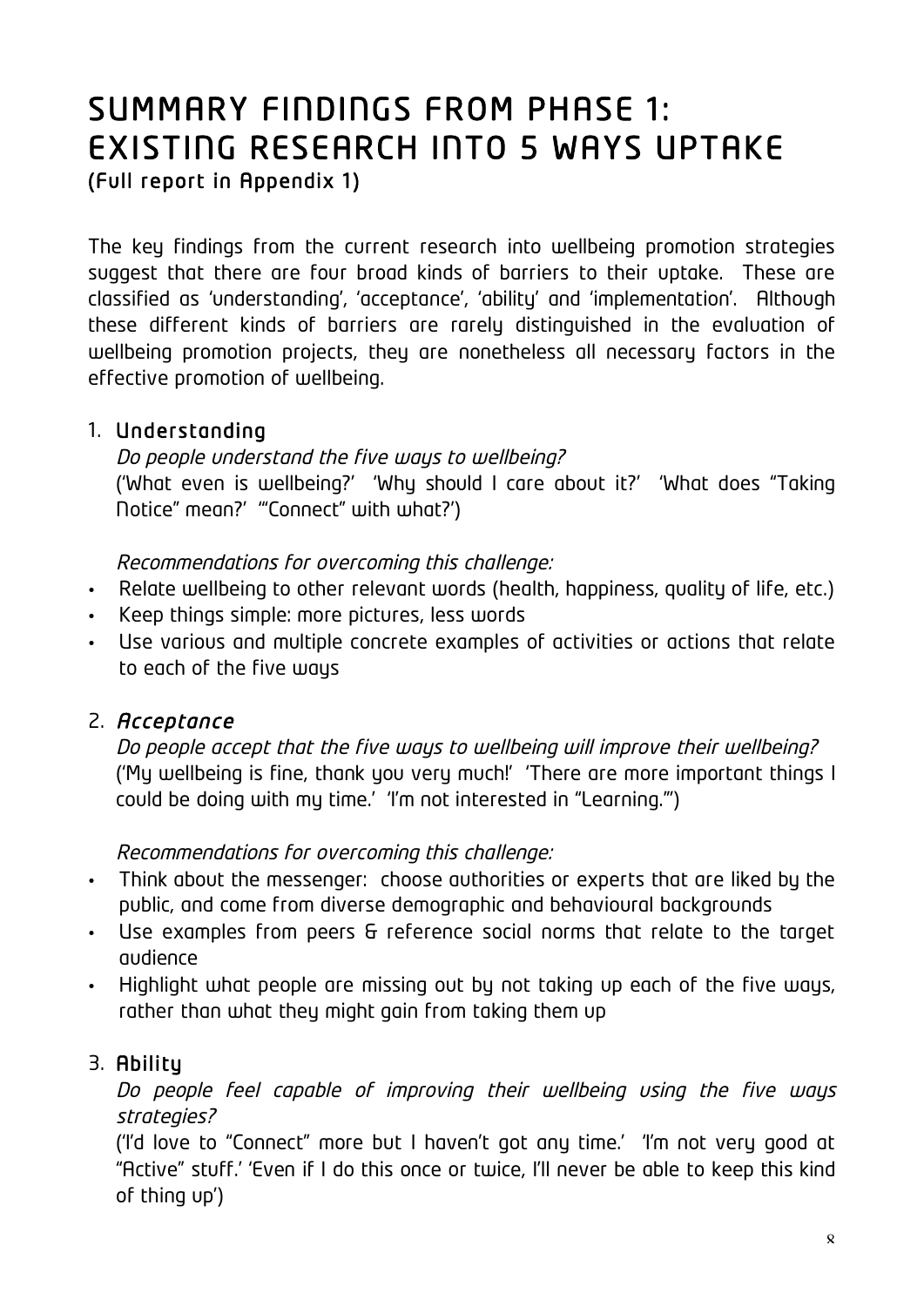# SUMMARY FINDINGS FROM PHASE 1: EXISTING RESEARCH INTO 5 WAYS UPTAKE

**(Full report in Appendix 1)**

The key findings from the current research into wellbeing promotion strategies suggest that there are four broad kinds of barriers to their uptake. These are classified as 'understanding', 'acceptance', 'ability' and 'implementation'. Although these different kinds of barriers are rarely distinguished in the evaluation of wellbeing promotion projects, they are nonetheless all necessary factors in the effective promotion of wellbeing.

1. **Understanding**

   *Do people understand the five ways to wellbeing?*

   ('What even is wellbeing?' 'Why should I care about it?' 'What does "Taking Notice" mean?' '"Connect" with what?')

   *Recommendations for overcoming this challenge:*

- Relate wellbeing to other relevant words (health, happiness, quality of life, etc.)
- Keep things simple: more pictures, less words
- Use various and multiple concrete examples of activities or actions that relate to each of the five ways

2. ***Acceptance***

   *Do people accept that the five ways to wellbeing will improve their wellbeing?*

   ('My wellbeing is fine, thank you very much!' 'There are more important things I could be doing with my time.' 'I'm not interested in "Learning."')

   *Recommendations for overcoming this challenge:*

- Think about the messenger: choose authorities or experts that are liked by the public, and come from diverse demographic and behavioural backgrounds
- Use examples from peers & reference social norms that relate to the target audience
- Highlight what people are missing out by not taking up each of the five ways, rather than what they might gain from taking them up

3. **Ability**

   *Do people feel capable of improving their wellbeing using the five ways strategies?*

   ('I'd love to "Connect" more but I haven't got any time.' 'I'm not very good at "Active" stuff.' 'Even if I do this once or twice, I'll never be able to keep this kind of thing up')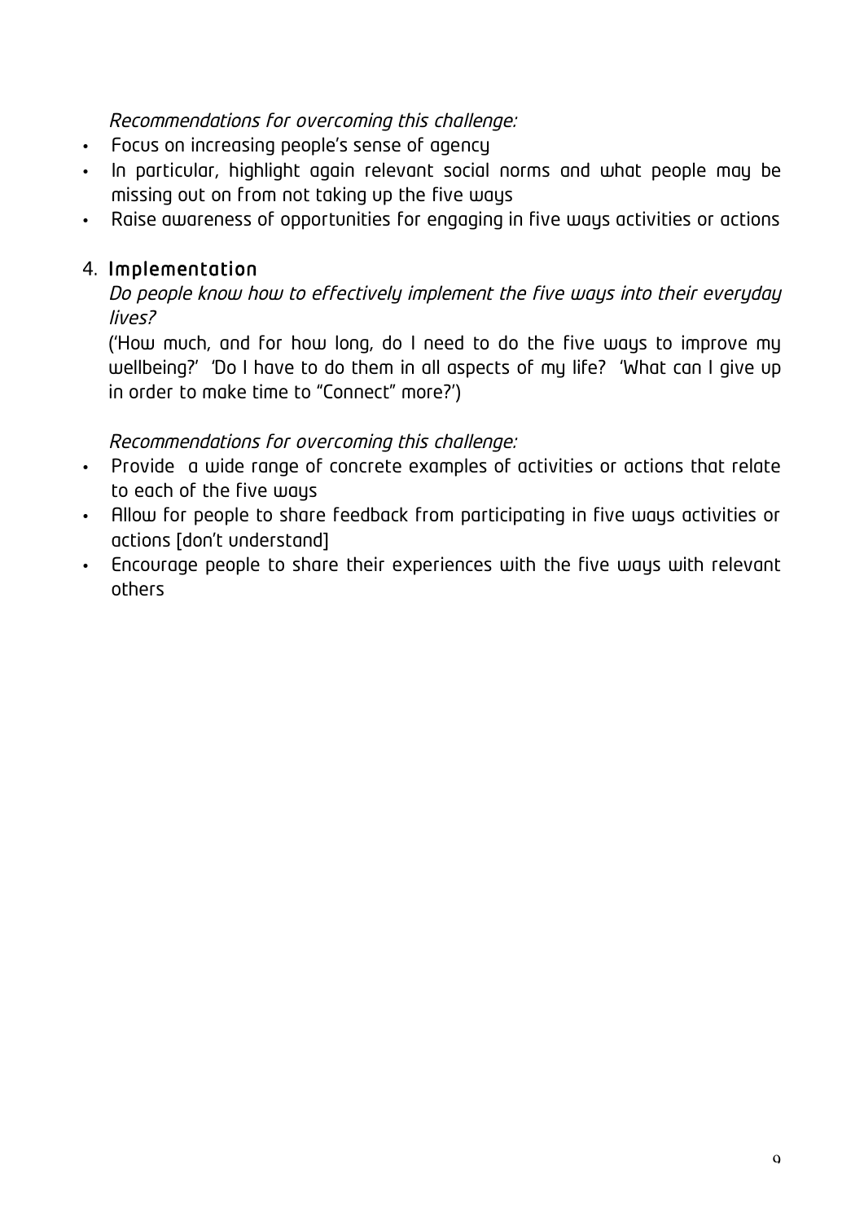*Recommendations for overcoming this challenge:*

- Focus on increasing people's sense of agency
- In particular, highlight again relevant social norms and what people may be missing out on from not taking up the five ways
- Raise awareness of opportunities for engaging in five ways activities or actions

## 4. Implementation

*Do people know how to effectively implement the five ways into their everyday lives?*

('How much, and for how long, do I need to do the five ways to improve my wellbeing?' 'Do I have to do them in all aspects of my life? 'What can I give up in order to make time to "Connect" more?')

*Recommendations for overcoming this challenge:*

- Provide a wide range of concrete examples of activities or actions that relate to each of the five ways
- Allow for people to share feedback from participating in five ways activities or actions [don't understand]
- Encourage people to share their experiences with the five ways with relevant others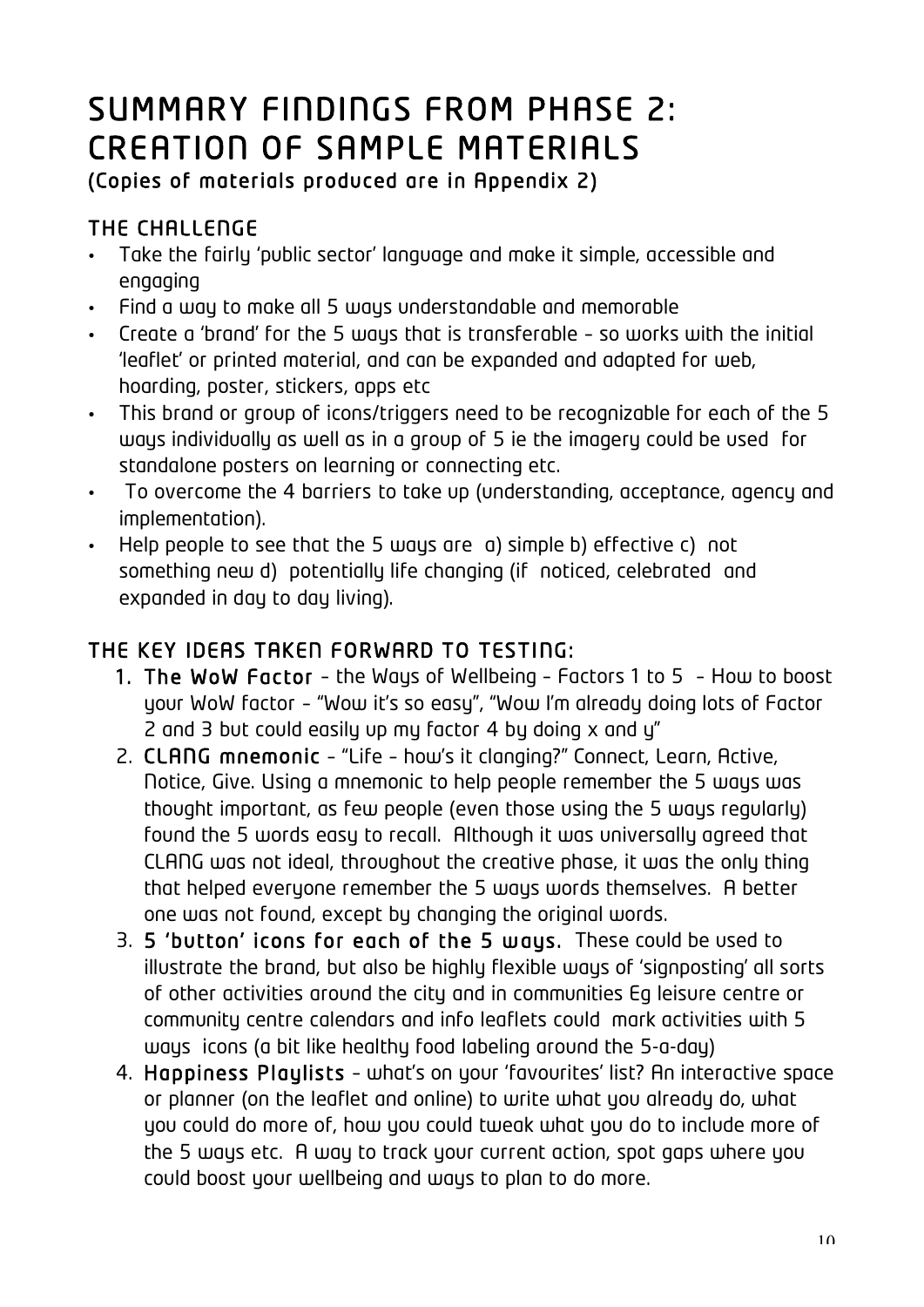# SUMMARY FINDINGS FROM PHASE 2: CREATION OF SAMPLE MATERIALS

**(Copies of materials produced are in Appendix 2)**

## THE CHALLENGE

- Take the fairly 'public sector' language and make it simple, accessible and engaging
- Find a way to make all 5 ways understandable and memorable
- Create a 'brand' for the 5 ways that is transferable – so works with the initial 'leaflet' or printed material, and can be expanded and adapted for web, hoarding, poster, stickers, apps etc
- This brand or group of icons/triggers need to be recognizable for each of the 5 ways individually as well as in a group of 5 ie the imagery could be used for standalone posters on learning or connecting etc.
- To overcome the 4 barriers to take up (understanding, acceptance, agency and implementation).
- Help people to see that the 5 ways are a) simple b) effective c) not something new d) potentially life changing (if noticed, celebrated and expanded in day to day living).

## THE KEY IDEAS TAKEN FORWARD TO TESTING:

1. **The WoW Factor** – the Ways of Wellbeing – Factors 1 to 5 – How to boost your WoW factor – "Wow it's so easy", "Wow I'm already doing lots of Factor 2 and 3 but could easily up my factor 4 by doing x and y"
2. **CLANG mnemonic** – "Life – how's it clanging?" Connect, Learn, Active, Notice, Give. Using a mnemonic to help people remember the 5 ways was thought important, as few people (even those using the 5 ways regularly) found the 5 words easy to recall. Although it was universally agreed that CLANG was not ideal, throughout the creative phase, it was the only thing that helped everyone remember the 5 ways words themselves. A better one was not found, except by changing the original words.
3. **5 'button' icons for each of the 5 ways.** These could be used to illustrate the brand, but also be highly flexible ways of 'signposting' all sorts of other activities around the city and in communities Eg leisure centre or community centre calendars and info leaflets could mark activities with 5 ways icons (a bit like healthy food labeling around the 5-a-day)
4. **Happiness Playlists** – what's on your 'favourites' list? An interactive space or planner (on the leaflet and online) to write what you already do, what you could do more of, how you could tweak what you do to include more of the 5 ways etc. A way to track your current action, spot gaps where you could boost your wellbeing and ways to plan to do more.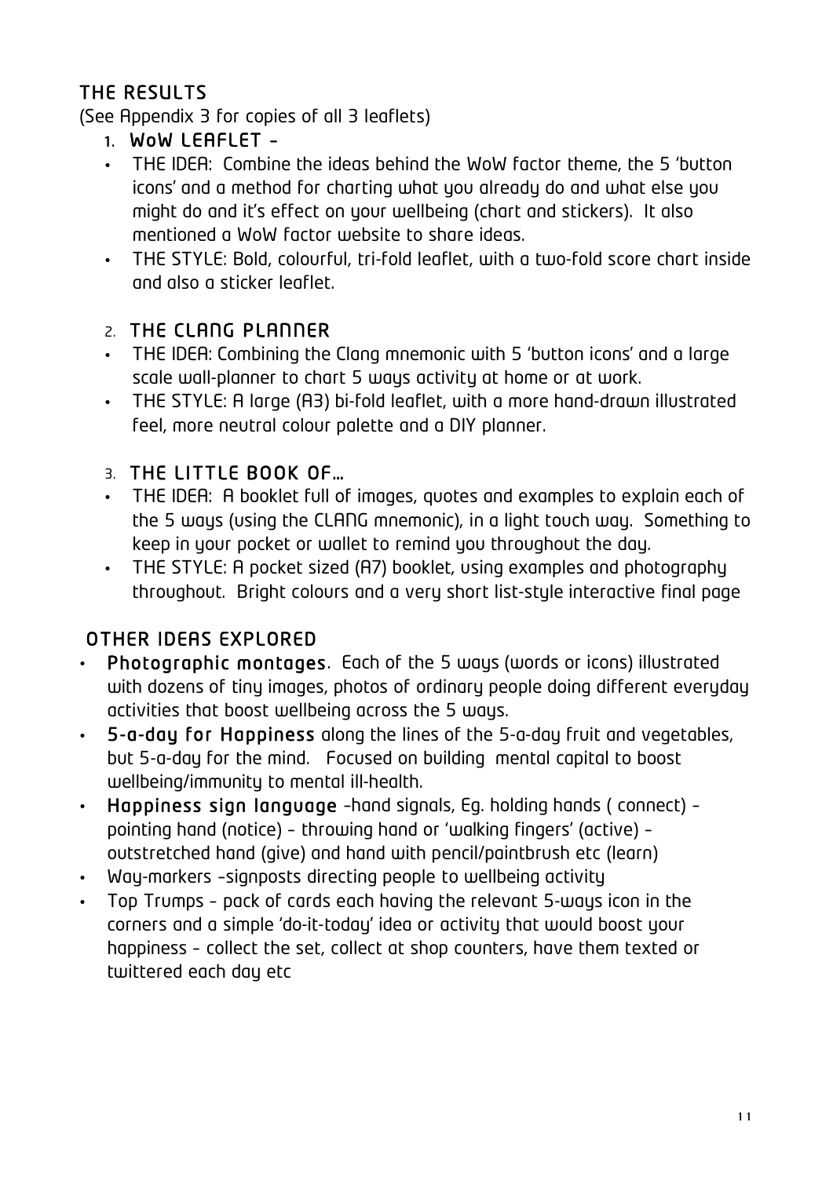## THE RESULTS

(See Appendix 3 for copies of all 3 leaflets)

### 1. WoW LEAFLET –

- THE IDEA: Combine the ideas behind the WoW factor theme, the 5 'button icons' and a method for charting what you already do and what else you might do and it's effect on your wellbeing (chart and stickers). It also mentioned a WoW factor website to share ideas.
- THE STYLE: Bold, colourful, tri-fold leaflet, with a two-fold score chart inside and also a sticker leaflet.

### 2. THE CLANG PLANNER

- THE IDEA: Combining the Clang mnemonic with 5 'button icons' and a large scale wall-planner to chart 5 ways activity at home or at work.
- THE STYLE: A large (A3) bi-fold leaflet, with a more hand-drawn illustrated feel, more neutral colour palette and a DIY planner.

### 3. THE LITTLE BOOK OF…

- THE IDEA: A booklet full of images, quotes and examples to explain each of the 5 ways (using the CLANG mnemonic), in a light touch way. Something to keep in your pocket or wallet to remind you throughout the day.
- THE STYLE: A pocket sized (A7) booklet, using examples and photography throughout. Bright colours and a very short list-style interactive final page

## OTHER IDEAS EXPLORED

- **Photographic montages**. Each of the 5 ways (words or icons) illustrated with dozens of tiny images, photos of ordinary people doing different everyday activities that boost wellbeing across the 5 ways.
- **5-a-day for Happiness** along the lines of the 5-a-day fruit and vegetables, but 5-a-day for the mind. Focused on building mental capital to boost wellbeing/immunity to mental ill-health.
- **Happiness sign language** –hand signals, Eg. holding hands ( connect) – pointing hand (notice) – throwing hand or 'walking fingers' (active) – outstretched hand (give) and hand with pencil/paintbrush etc (learn)
- Way-markers –signposts directing people to wellbeing activity
- Top Trumps – pack of cards each having the relevant 5-ways icon in the corners and a simple 'do-it-today' idea or activity that would boost your happiness – collect the set, collect at shop counters, have them texted or twittered each day etc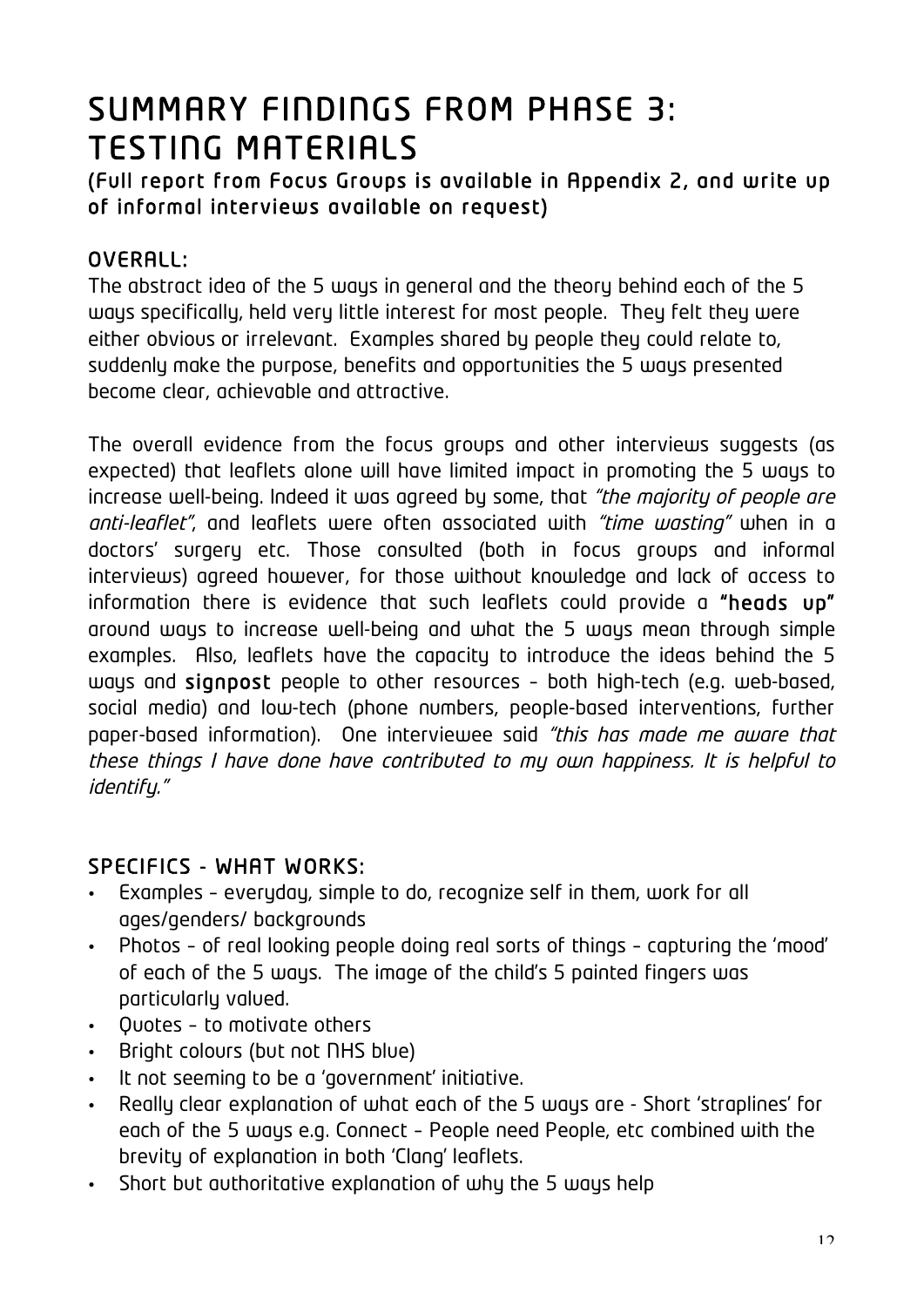# SUMMARY FINDINGS FROM PHASE 3: TESTING MATERIALS

**(Full report from Focus Groups is available in Appendix 2, and write up of informal interviews available on request)**

## OVERALL:

The abstract idea of the 5 ways in general and the theory behind each of the 5 ways specifically, held very little interest for most people. They felt they were either obvious or irrelevant. Examples shared by people they could relate to, suddenly make the purpose, benefits and opportunities the 5 ways presented become clear, achievable and attractive.

The overall evidence from the focus groups and other interviews suggests (as expected) that leaflets alone will have limited impact in promoting the 5 ways to increase well-being. Indeed it was agreed by some, that *"the majority of people are anti-leaflet"*, and leaflets were often associated with *"time wasting"* when in a doctors' surgery etc. Those consulted (both in focus groups and informal interviews) agreed however, for those without knowledge and lack of access to information there is evidence that such leaflets could provide a **"heads up"** around ways to increase well-being and what the 5 ways mean through simple examples. Also, leaflets have the capacity to introduce the ideas behind the 5 ways and **signpost** people to other resources – both high-tech (e.g. web-based, social media) and low-tech (phone numbers, people-based interventions, further paper-based information). One interviewee said *"this has made me aware that these things I have done have contributed to my own happiness. It is helpful to identify."*

## SPECIFICS - WHAT WORKS:

- Examples – everyday, simple to do, recognize self in them, work for all ages/genders/ backgrounds
- Photos – of real looking people doing real sorts of things – capturing the 'mood' of each of the 5 ways. The image of the child's 5 painted fingers was particularly valued.
- Quotes – to motivate others
- Bright colours (but not NHS blue)
- It not seeming to be a 'government' initiative.
- Really clear explanation of what each of the 5 ways are - Short 'straplines' for each of the 5 ways e.g. Connect – People need People, etc combined with the brevity of explanation in both 'Clang' leaflets.
- Short but authoritative explanation of why the 5 ways help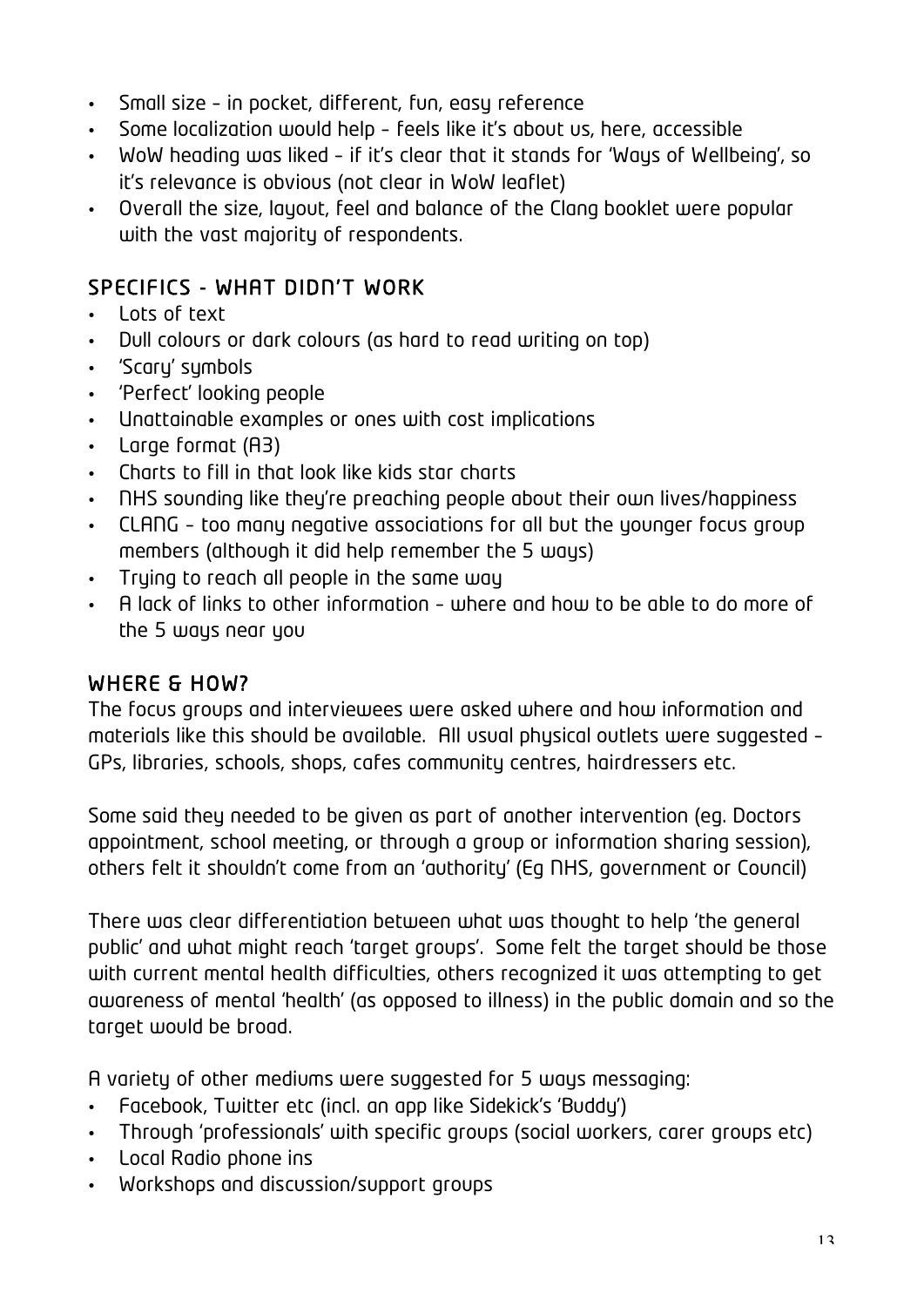- Small size – in pocket, different, fun, easy reference
- Some localization would help – feels like it's about us, here, accessible
- WoW heading was liked – if it's clear that it stands for 'Ways of Wellbeing', so it's relevance is obvious (not clear in WoW leaflet)
- Overall the size, layout, feel and balance of the Clang booklet were popular with the vast majority of respondents.

## SPECIFICS - WHAT DIDN'T WORK

- Lots of text
- Dull colours or dark colours (as hard to read writing on top)
- 'Scary' symbols
- 'Perfect' looking people
- Unattainable examples or ones with cost implications
- Large format (A3)
- Charts to fill in that look like kids star charts
- NHS sounding like they're preaching people about their own lives/happiness
- CLANG – too many negative associations for all but the younger focus group members (although it did help remember the 5 ways)
- Trying to reach all people in the same way
- A lack of links to other information – where and how to be able to do more of the 5 ways near you

## WHERE & HOW?

The focus groups and interviewees were asked where and how information and materials like this should be available. All usual physical outlets were suggested – GPs, libraries, schools, shops, cafes community centres, hairdressers etc.

Some said they needed to be given as part of another intervention (eg. Doctors appointment, school meeting, or through a group or information sharing session), others felt it shouldn't come from an 'authority' (Eg NHS, government or Council)

There was clear differentiation between what was thought to help 'the general public' and what might reach 'target groups'. Some felt the target should be those with current mental health difficulties, others recognized it was attempting to get awareness of mental 'health' (as opposed to illness) in the public domain and so the target would be broad.

A variety of other mediums were suggested for 5 ways messaging:

- Facebook, Twitter etc (incl. an app like Sidekick's 'Buddy')
- Through 'professionals' with specific groups (social workers, carer groups etc)
- Local Radio phone ins
- Workshops and discussion/support groups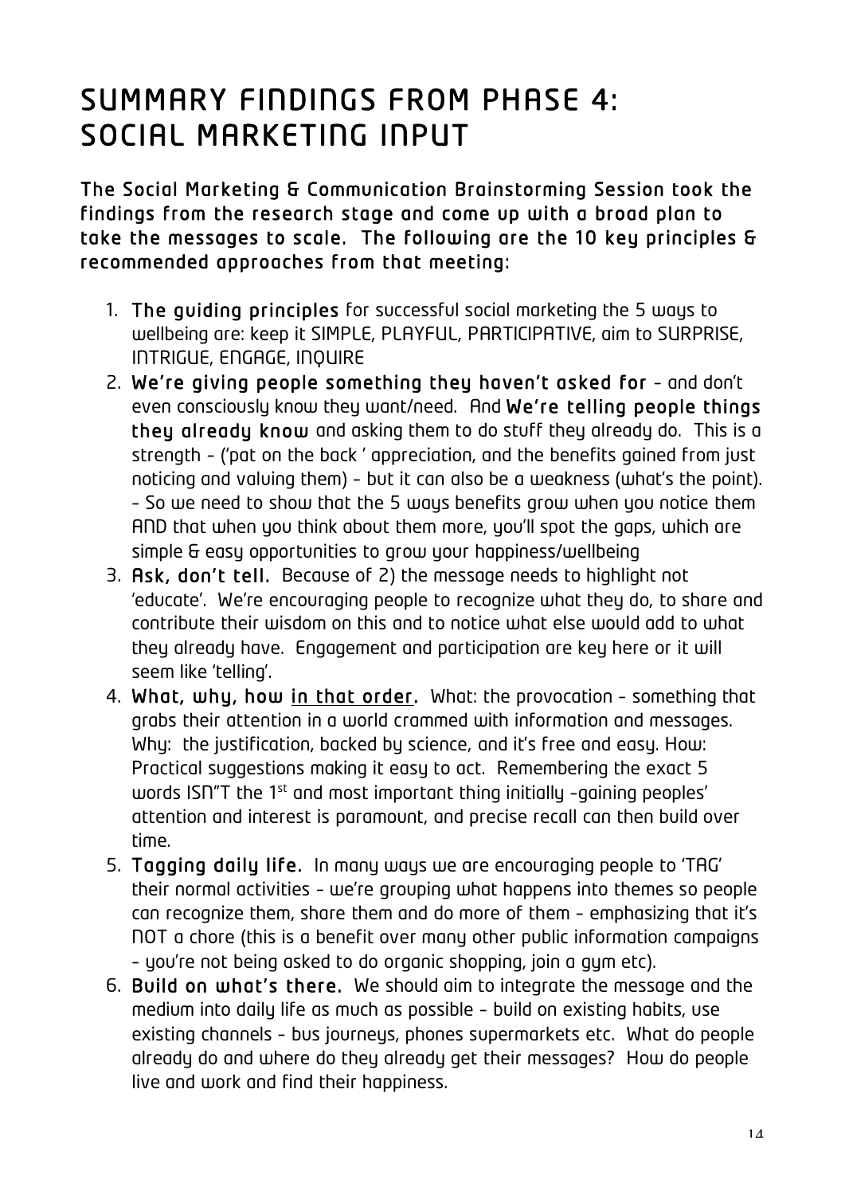# SUMMARY FINDINGS FROM PHASE 4: SOCIAL MARKETING INPUT

**The Social Marketing & Communication Brainstorming Session took the findings from the research stage and come up with a broad plan to take the messages to scale. The following are the 10 key principles & recommended approaches from that meeting:**

1. **The guiding principles** for successful social marketing the 5 ways to wellbeing are: keep it SIMPLE, PLAYFUL, PARTICIPATIVE, aim to SURPRISE, INTRIGUE, ENGAGE, INQUIRE
2. **We're giving people something they haven't asked for** – and don't even consciously know they want/need. And **We're telling people things they already know** and asking them to do stuff they already do. This is a strength – ('pat on the back ' appreciation, and the benefits gained from just noticing and valuing them) – but it can also be a weakness (what's the point). – So we need to show that the 5 ways benefits grow when you notice them AND that when you think about them more, you'll spot the gaps, which are simple & easy opportunities to grow your happiness/wellbeing
3. **Ask, don't tell.** Because of 2) the message needs to highlight not 'educate'. We're encouraging people to recognize what they do, to share and contribute their wisdom on this and to notice what else would add to what they already have. Engagement and participation are key here or it will seem like 'telling'.
4. **What, why, how <u>in that order</u>.** What: the provocation – something that grabs their attention in a world crammed with information and messages. Why: the justification, backed by science, and it's free and easy. How: Practical suggestions making it easy to act. Remembering the exact 5 words ISN"T the 1st and most important thing initially –gaining peoples' attention and interest is paramount, and precise recall can then build over time.
5. **Tagging daily life.** In many ways we are encouraging people to 'TAG' their normal activities – we're grouping what happens into themes so people can recognize them, share them and do more of them – emphasizing that it's NOT a chore (this is a benefit over many other public information campaigns – you're not being asked to do organic shopping, join a gym etc).
6. **Build on what's there.** We should aim to integrate the message and the medium into daily life as much as possible – build on existing habits, use existing channels – bus journeys, phones supermarkets etc. What do people already do and where do they already get their messages? How do people live and work and find their happiness.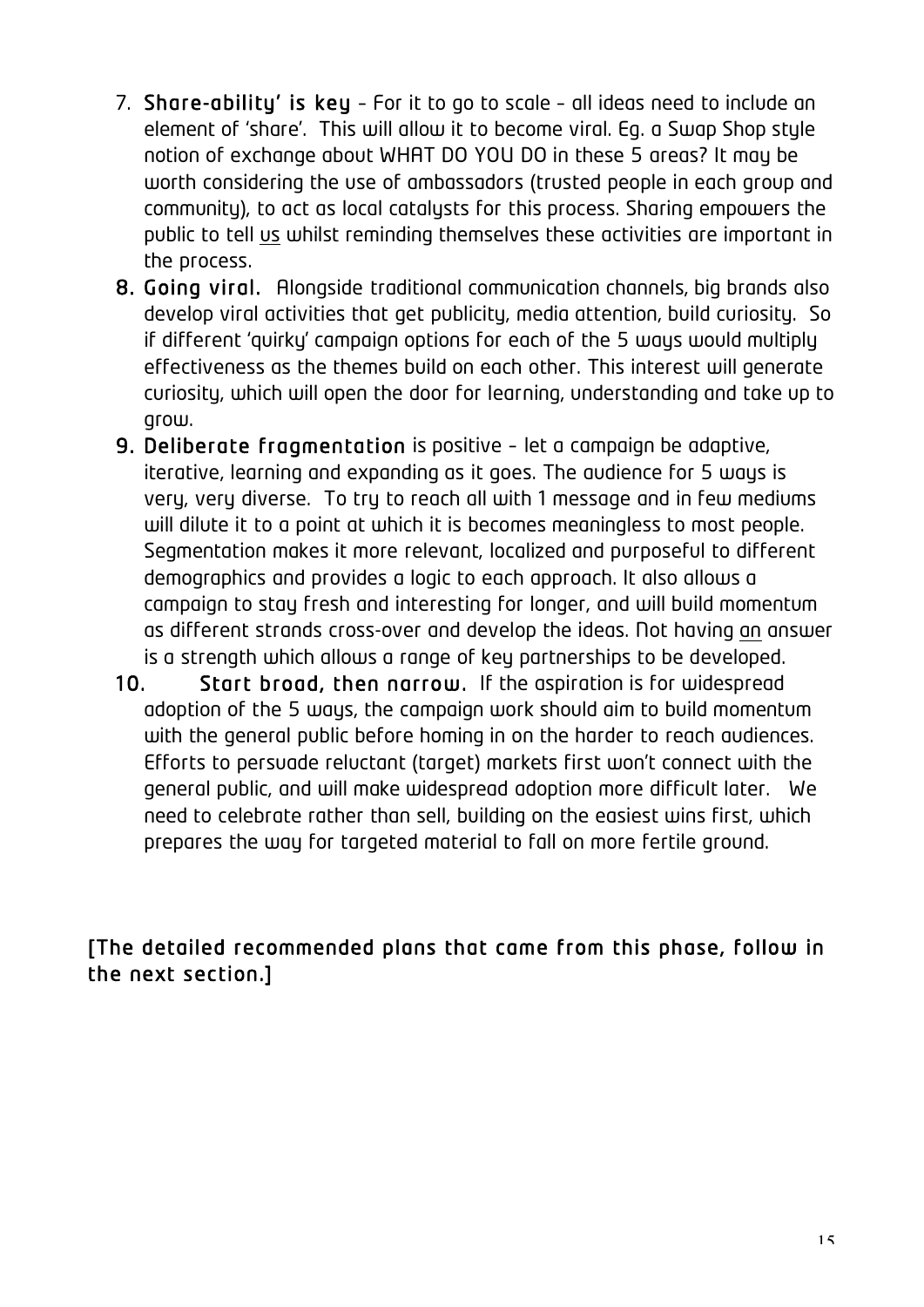7. **Share-ability' is key** – For it to go to scale – all ideas need to include an element of 'share'. This will allow it to become viral. Eg. a Swap Shop style notion of exchange about WHAT DO YOU DO in these 5 areas? It may be worth considering the use of ambassadors (trusted people in each group and community), to act as local catalysts for this process. Sharing empowers the public to tell us whilst reminding themselves these activities are important in the process.
8. **Going viral.** Alongside traditional communication channels, big brands also develop viral activities that get publicity, media attention, build curiosity. So if different 'quirky' campaign options for each of the 5 ways would multiply effectiveness as the themes build on each other. This interest will generate curiosity, which will open the door for learning, understanding and take up to grow.
9. **Deliberate fragmentation** is positive – let a campaign be adaptive, iterative, learning and expanding as it goes. The audience for 5 ways is very, very diverse. To try to reach all with 1 message and in few mediums will dilute it to a point at which it is becomes meaningless to most people. Segmentation makes it more relevant, localized and purposeful to different demographics and provides a logic to each approach. It also allows a campaign to stay fresh and interesting for longer, and will build momentum as different strands cross-over and develop the ideas. Not having an answer is a strength which allows a range of key partnerships to be developed.
10. **Start broad, then narrow.** If the aspiration is for widespread adoption of the 5 ways, the campaign work should aim to build momentum with the general public before homing in on the harder to reach audiences. Efforts to persuade reluctant (target) markets first won't connect with the general public, and will make widespread adoption more difficult later. We need to celebrate rather than sell, building on the easiest wins first, which prepares the way for targeted material to fall on more fertile ground.

**[The detailed recommended plans that came from this phase, follow in the next section.]**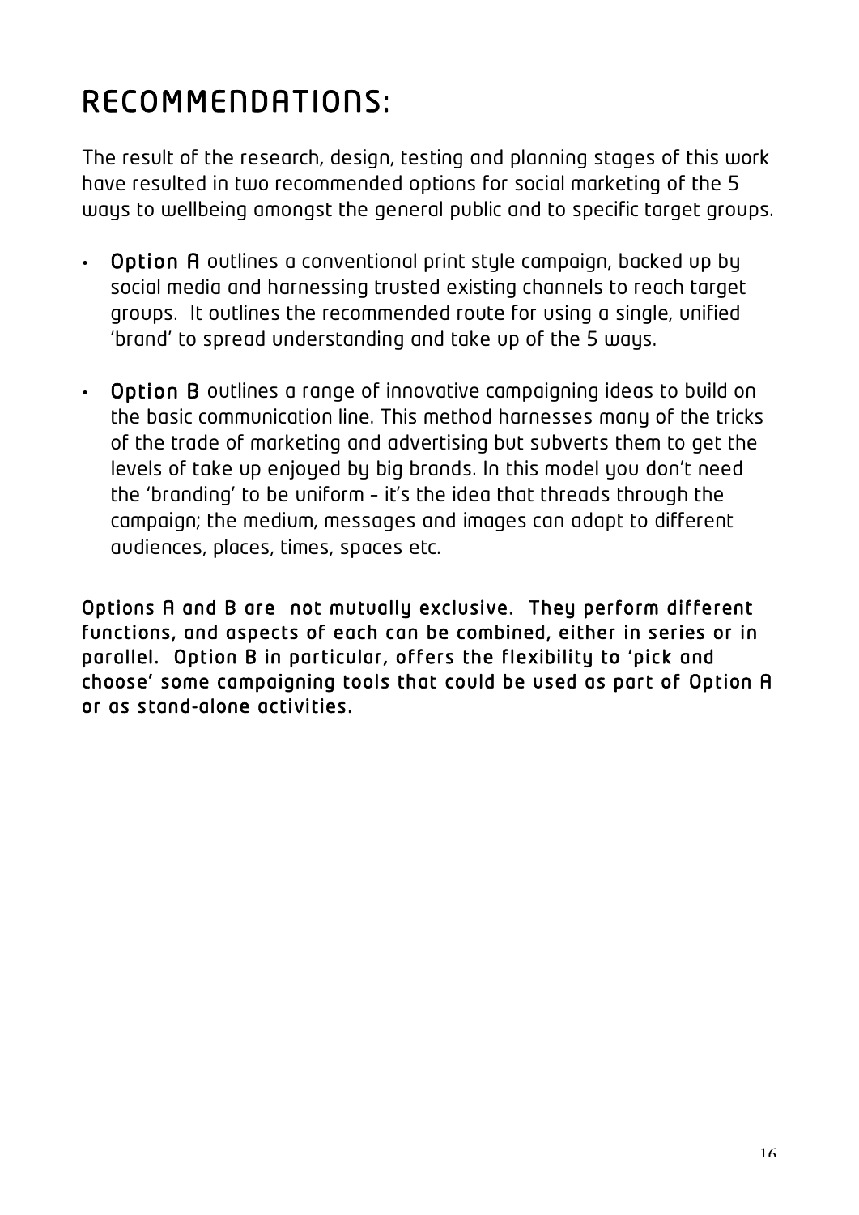# RECOMMENDATIONS:

The result of the research, design, testing and planning stages of this work have resulted in two recommended options for social marketing of the 5 ways to wellbeing amongst the general public and to specific target groups.

- **Option A** outlines a conventional print style campaign, backed up by social media and harnessing trusted existing channels to reach target groups. It outlines the recommended route for using a single, unified 'brand' to spread understanding and take up of the 5 ways.

- **Option B** outlines a range of innovative campaigning ideas to build on the basic communication line. This method harnesses many of the tricks of the trade of marketing and advertising but subverts them to get the levels of take up enjoyed by big brands. In this model you don't need the 'branding' to be uniform – it's the idea that threads through the campaign; the medium, messages and images can adapt to different audiences, places, times, spaces etc.

**Options A and B are not mutually exclusive. They perform different functions, and aspects of each can be combined, either in series or in parallel. Option B in particular, offers the flexibility to 'pick and choose' some campaigning tools that could be used as part of Option A or as stand-alone activities.**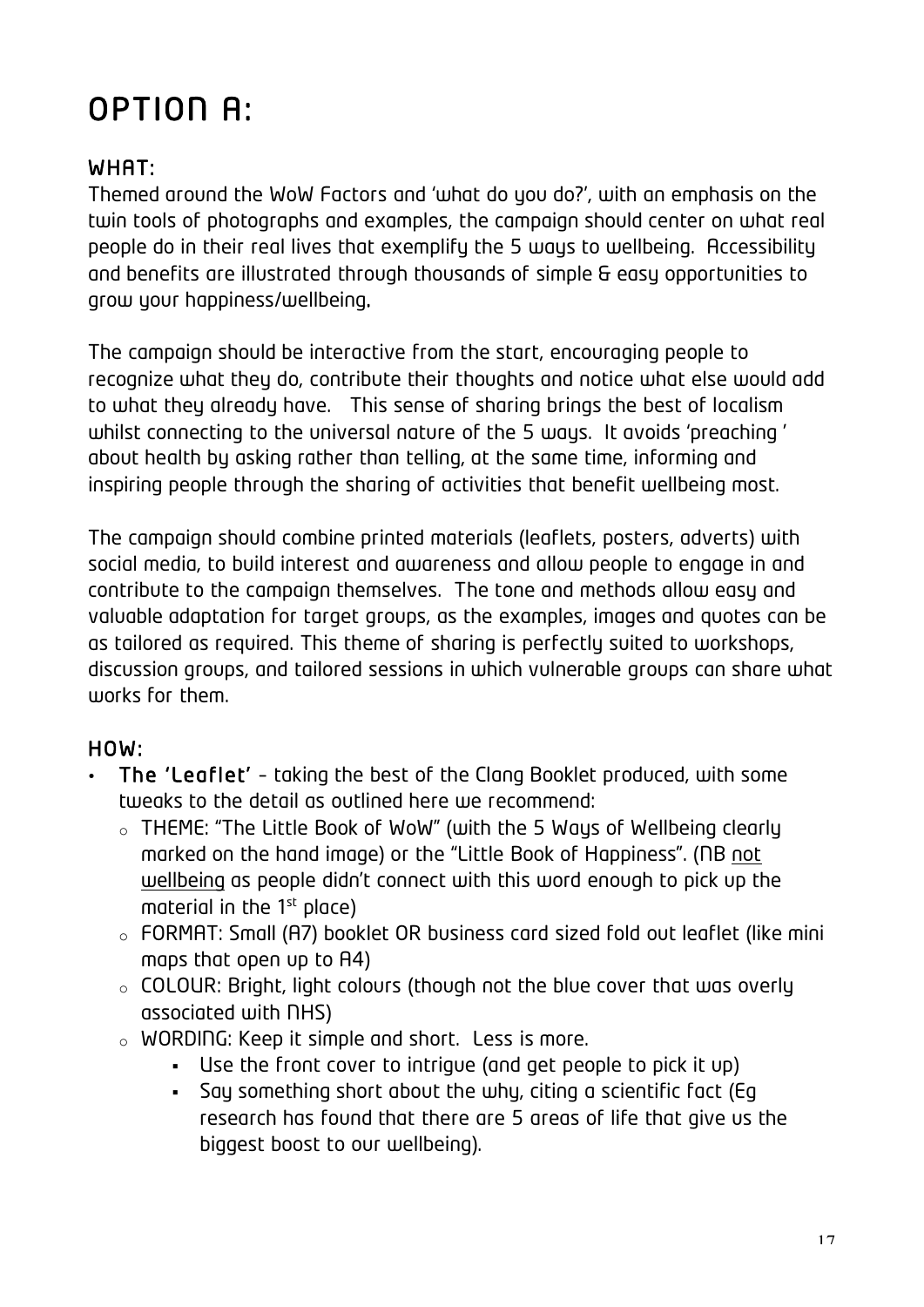# OPTION A:

## WHAT:

Themed around the WoW Factors and 'what do you do?', with an emphasis on the twin tools of photographs and examples, the campaign should center on what real people do in their real lives that exemplify the 5 ways to wellbeing. Accessibility and benefits are illustrated through thousands of simple & easy opportunities to grow your happiness/wellbeing.

The campaign should be interactive from the start, encouraging people to recognize what they do, contribute their thoughts and notice what else would add to what they already have. This sense of sharing brings the best of localism whilst connecting to the universal nature of the 5 ways. It avoids 'preaching ' about health by asking rather than telling, at the same time, informing and inspiring people through the sharing of activities that benefit wellbeing most.

The campaign should combine printed materials (leaflets, posters, adverts) with social media, to build interest and awareness and allow people to engage in and contribute to the campaign themselves. The tone and methods allow easy and valuable adaptation for target groups, as the examples, images and quotes can be as tailored as required. This theme of sharing is perfectly suited to workshops, discussion groups, and tailored sessions in which vulnerable groups can share what works for them.

## HOW:

- **The 'Leaflet'** – taking the best of the Clang Booklet produced, with some tweaks to the detail as outlined here we recommend:
  - THEME: "The Little Book of WoW" (with the 5 Ways of Wellbeing clearly marked on the hand image) or the "Little Book of Happiness". (NB not wellbeing as people didn't connect with this word enough to pick up the material in the 1st place)
  - FORMAT: Small (A7) booklet OR business card sized fold out leaflet (like mini maps that open up to A4)
  - COLOUR: Bright, light colours (though not the blue cover that was overly associated with NHS)
  - WORDING: Keep it simple and short. Less is more.
    - Use the front cover to intrigue (and get people to pick it up)
    - Say something short about the why, citing a scientific fact (Eg research has found that there are 5 areas of life that give us the biggest boost to our wellbeing).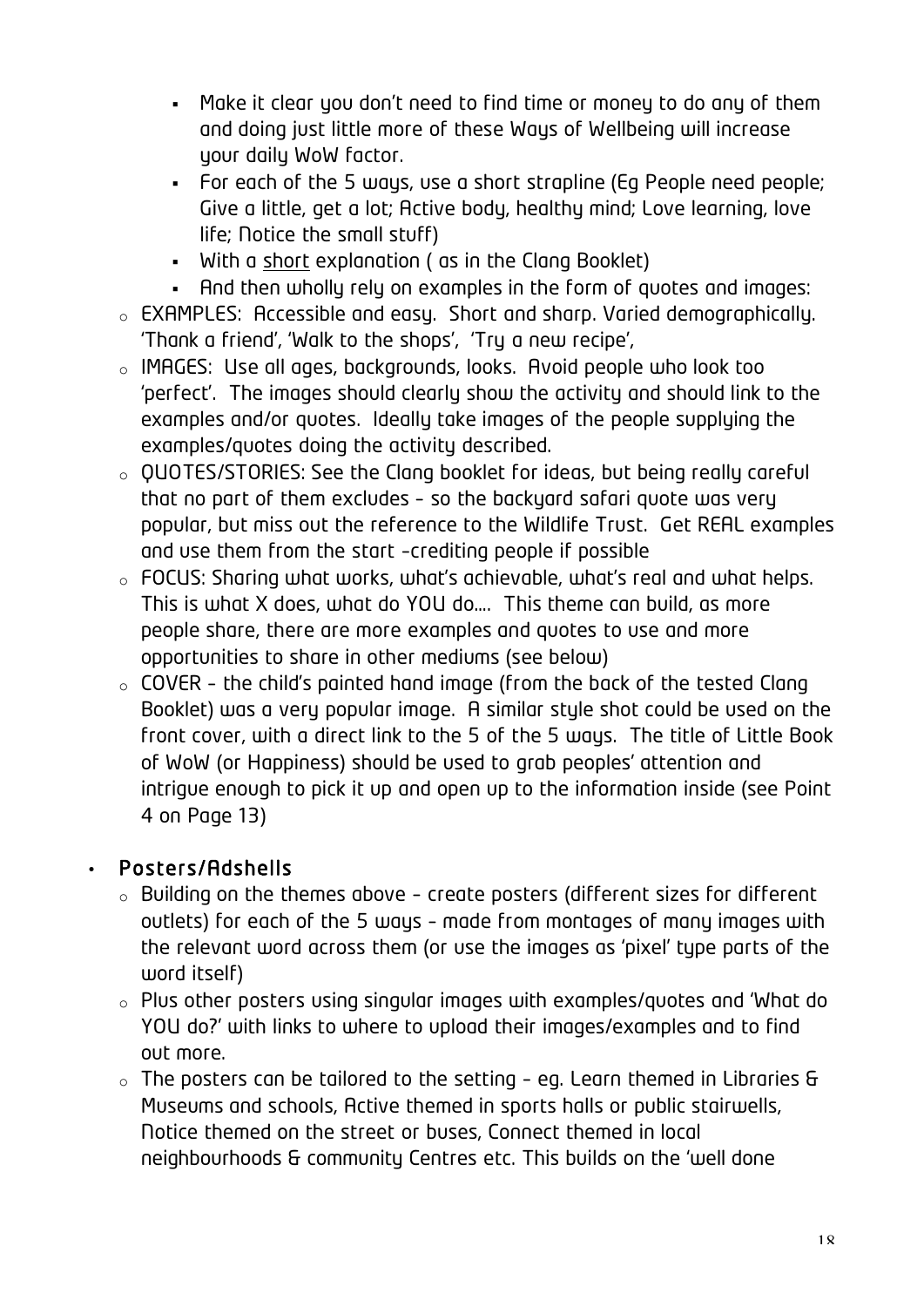- Make it clear you don't need to find time or money to do any of them and doing just little more of these Ways of Wellbeing will increase your daily WoW factor.
- For each of the 5 ways, use a short strapline (Eg People need people; Give a little, get a lot; Active body, healthy mind; Love learning, love life; Notice the small stuff)
- With a <u>short</u> explanation ( as in the Clang Booklet)
- And then wholly rely on examples in the form of quotes and images:

  - EXAMPLES: Accessible and easy. Short and sharp. Varied demographically. 'Thank a friend', 'Walk to the shops', 'Try a new recipe',
  - IMAGES: Use all ages, backgrounds, looks. Avoid people who look too 'perfect'. The images should clearly show the activity and should link to the examples and/or quotes. Ideally take images of the people supplying the examples/quotes doing the activity described.
  - QUOTES/STORIES: See the Clang booklet for ideas, but being really careful that no part of them excludes – so the backyard safari quote was very popular, but miss out the reference to the Wildlife Trust. Get REAL examples and use them from the start –crediting people if possible
  - FOCUS: Sharing what works, what's achievable, what's real and what helps. This is what X does, what do YOU do…. This theme can build, as more people share, there are more examples and quotes to use and more opportunities to share in other mediums (see below)
  - COVER – the child's painted hand image (from the back of the tested Clang Booklet) was a very popular image. A similar style shot could be used on the front cover, with a direct link to the 5 of the 5 ways. The title of Little Book of WoW (or Happiness) should be used to grab peoples' attention and intrigue enough to pick it up and open up to the information inside (see Point 4 on Page 13)

- **Posters/Adshells**
  - Building on the themes above – create posters (different sizes for different outlets) for each of the 5 ways – made from montages of many images with the relevant word across them (or use the images as 'pixel' type parts of the word itself)
  - Plus other posters using singular images with examples/quotes and 'What do YOU do?' with links to where to upload their images/examples and to find out more.
  - The posters can be tailored to the setting – eg. Learn themed in Libraries & Museums and schools, Active themed in sports halls or public stairwells, Notice themed on the street or buses, Connect themed in local neighbourhoods & community Centres etc. This builds on the 'well done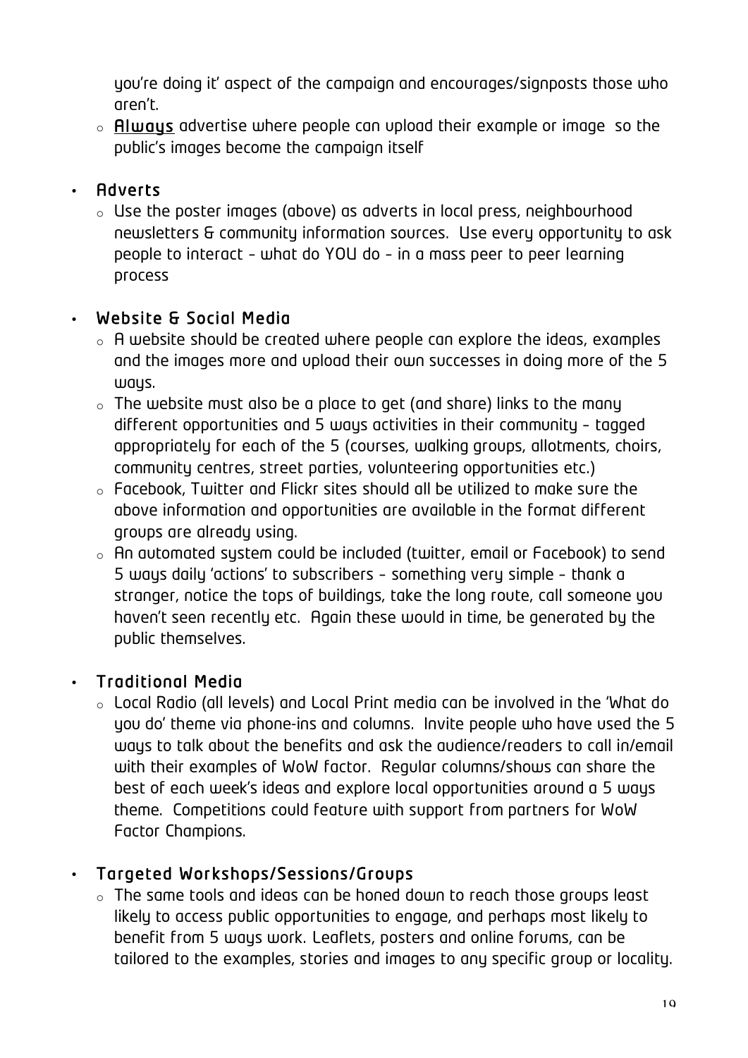you're doing it' aspect of the campaign and encourages/signposts those who aren't.

  - **<u>Always</u>** advertise where people can upload their example or image so the public's images become the campaign itself

- **Adverts**
  - Use the poster images (above) as adverts in local press, neighbourhood newsletters & community information sources. Use every opportunity to ask people to interact – what do YOU do – in a mass peer to peer learning process

- **Website & Social Media**
  - A website should be created where people can explore the ideas, examples and the images more and upload their own successes in doing more of the 5 ways.
  - The website must also be a place to get (and share) links to the many different opportunities and 5 ways activities in their community – tagged appropriately for each of the 5 (courses, walking groups, allotments, choirs, community centres, street parties, volunteering opportunities etc.)
  - Facebook, Twitter and Flickr sites should all be utilized to make sure the above information and opportunities are available in the format different groups are already using.
  - An automated system could be included (twitter, email or Facebook) to send 5 ways daily 'actions' to subscribers – something very simple – thank a stranger, notice the tops of buildings, take the long route, call someone you haven't seen recently etc. Again these would in time, be generated by the public themselves.

- **Traditional Media**
  - Local Radio (all levels) and Local Print media can be involved in the 'What do you do' theme via phone-ins and columns. Invite people who have used the 5 ways to talk about the benefits and ask the audience/readers to call in/email with their examples of WoW factor. Regular columns/shows can share the best of each week's ideas and explore local opportunities around a 5 ways theme. Competitions could feature with support from partners for WoW Factor Champions.

- **Targeted Workshops/Sessions/Groups**
  - The same tools and ideas can be honed down to reach those groups least likely to access public opportunities to engage, and perhaps most likely to benefit from 5 ways work. Leaflets, posters and online forums, can be tailored to the examples, stories and images to any specific group or locality.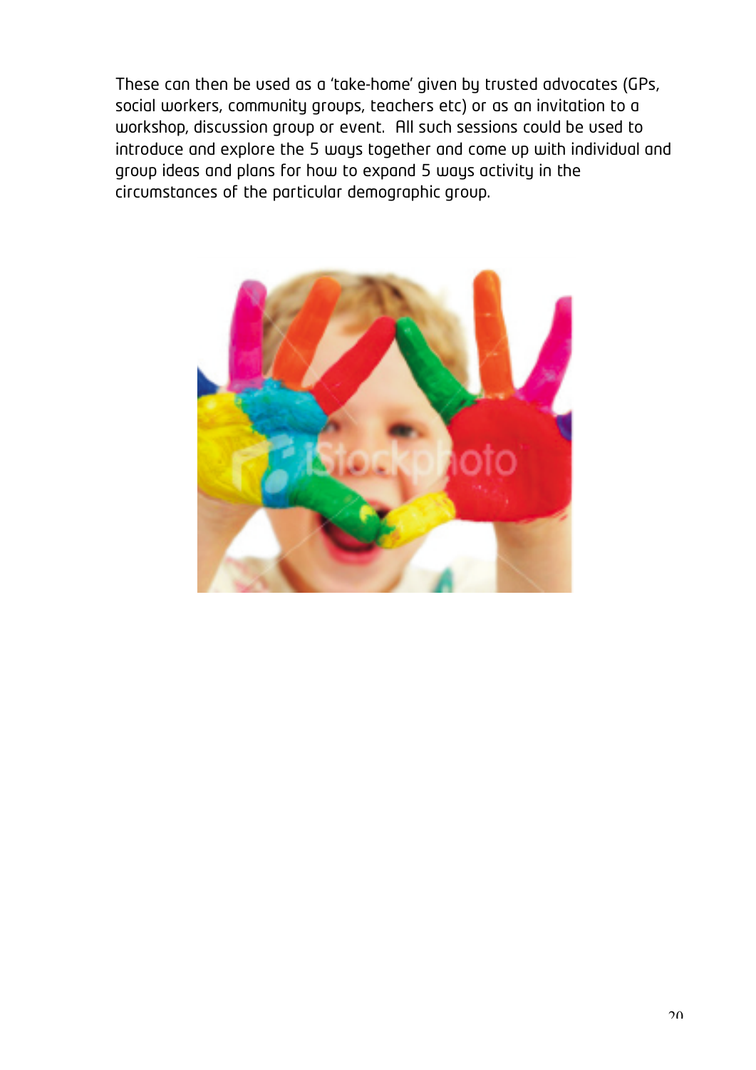These can then be used as a 'take-home' given by trusted advocates (GPs, social workers, community groups, teachers etc) or as an invitation to a workshop, discussion group or event.  All such sessions could be used to introduce and explore the 5 ways together and come up with individual and group ideas and plans for how to expand 5 ways activity in the circumstances of the particular demographic group.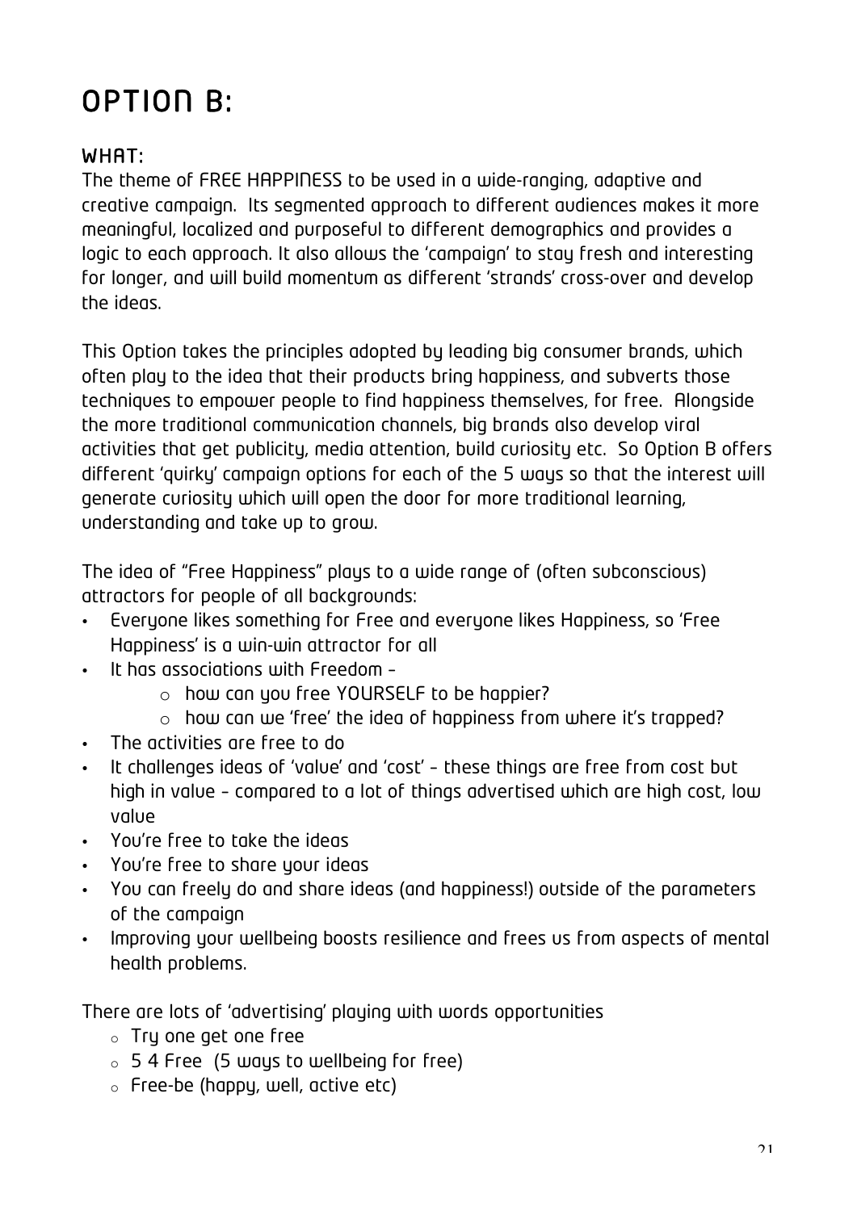# OPTION B:

## WHAT:

The theme of FREE HAPPINESS to be used in a wide-ranging, adaptive and creative campaign. Its segmented approach to different audiences makes it more meaningful, localized and purposeful to different demographics and provides a logic to each approach. It also allows the 'campaign' to stay fresh and interesting for longer, and will build momentum as different 'strands' cross-over and develop the ideas.

This Option takes the principles adopted by leading big consumer brands, which often play to the idea that their products bring happiness, and subverts those techniques to empower people to find happiness themselves, for free. Alongside the more traditional communication channels, big brands also develop viral activities that get publicity, media attention, build curiosity etc. So Option B offers different 'quirky' campaign options for each of the 5 ways so that the interest will generate curiosity which will open the door for more traditional learning, understanding and take up to grow.

The idea of "Free Happiness" plays to a wide range of (often subconscious) attractors for people of all backgrounds:

- Everyone likes something for Free and everyone likes Happiness, so 'Free Happiness' is a win-win attractor for all
- It has associations with Freedom –
    - how can you free YOURSELF to be happier?
    - how can we 'free' the idea of happiness from where it's trapped?
- The activities are free to do
- It challenges ideas of 'value' and 'cost' – these things are free from cost but high in value – compared to a lot of things advertised which are high cost, low value
- You're free to take the ideas
- You're free to share your ideas
- You can freely do and share ideas (and happiness!) outside of the parameters of the campaign
- Improving your wellbeing boosts resilience and frees us from aspects of mental health problems.

There are lots of 'advertising' playing with words opportunities

- Try one get one free
- 5 4 Free (5 ways to wellbeing for free)
- Free-be (happy, well, active etc)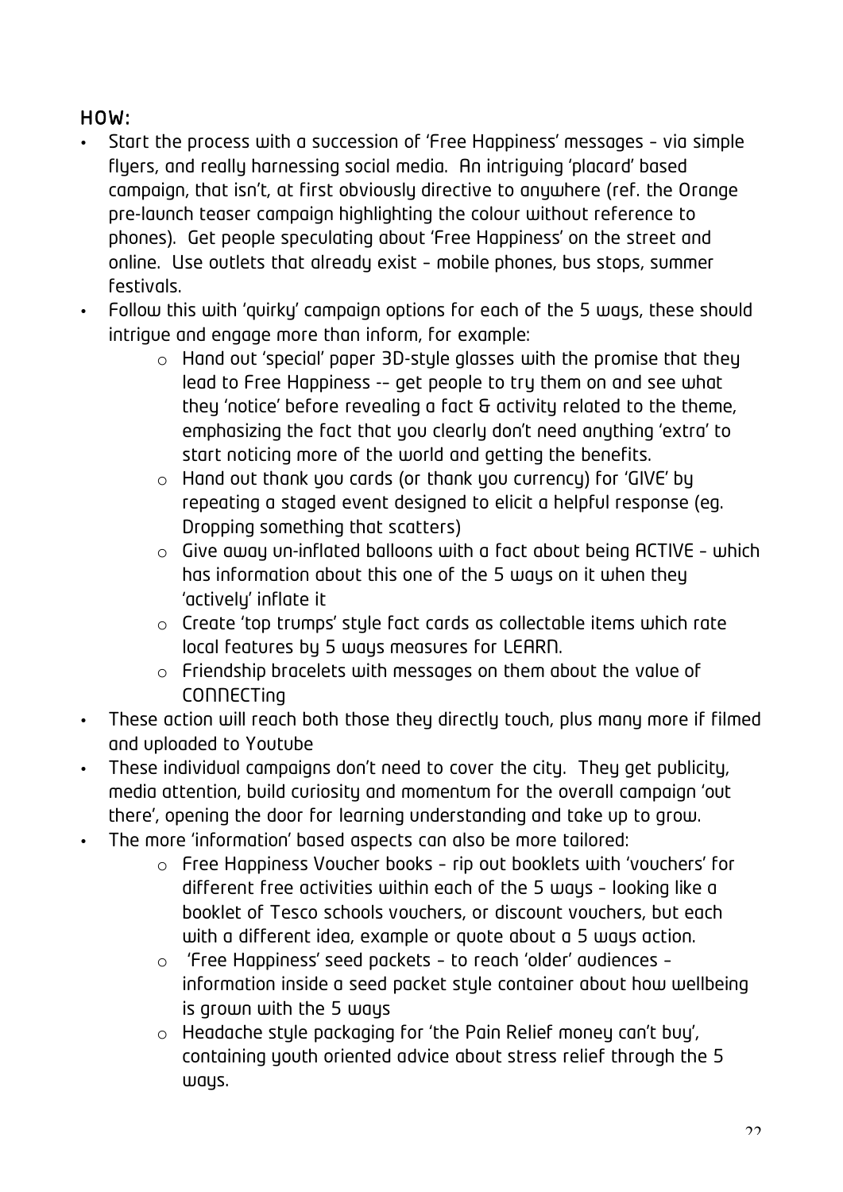## HOW:

- Start the process with a succession of 'Free Happiness' messages – via simple flyers, and really harnessing social media. An intriguing 'placard' based campaign, that isn't, at first obviously directive to anywhere (ref. the Orange pre-launch teaser campaign highlighting the colour without reference to phones). Get people speculating about 'Free Happiness' on the street and online. Use outlets that already exist – mobile phones, bus stops, summer festivals.
- Follow this with 'quirky' campaign options for each of the 5 ways, these should intrigue and engage more than inform, for example:
  - Hand out 'special' paper 3D-style glasses with the promise that they lead to Free Happiness -- get people to try them on and see what they 'notice' before revealing a fact & activity related to the theme, emphasizing the fact that you clearly don't need anything 'extra' to start noticing more of the world and getting the benefits.
  - Hand out thank you cards (or thank you currency) for 'GIVE' by repeating a staged event designed to elicit a helpful response (eg. Dropping something that scatters)
  - Give away un-inflated balloons with a fact about being ACTIVE – which has information about this one of the 5 ways on it when they 'actively' inflate it
  - Create 'top trumps' style fact cards as collectable items which rate local features by 5 ways measures for LEARN.
  - Friendship bracelets with messages on them about the value of CONNECTing
- These action will reach both those they directly touch, plus many more if filmed and uploaded to Youtube
- These individual campaigns don't need to cover the city. They get publicity, media attention, build curiosity and momentum for the overall campaign 'out there', opening the door for learning understanding and take up to grow.
- The more 'information' based aspects can also be more tailored:
  - Free Happiness Voucher books – rip out booklets with 'vouchers' for different free activities within each of the 5 ways – looking like a booklet of Tesco schools vouchers, or discount vouchers, but each with a different idea, example or quote about a 5 ways action.
  - 'Free Happiness' seed packets – to reach 'older' audiences – information inside a seed packet style container about how wellbeing is grown with the 5 ways
  - Headache style packaging for 'the Pain Relief money can't buy', containing youth oriented advice about stress relief through the 5 ways.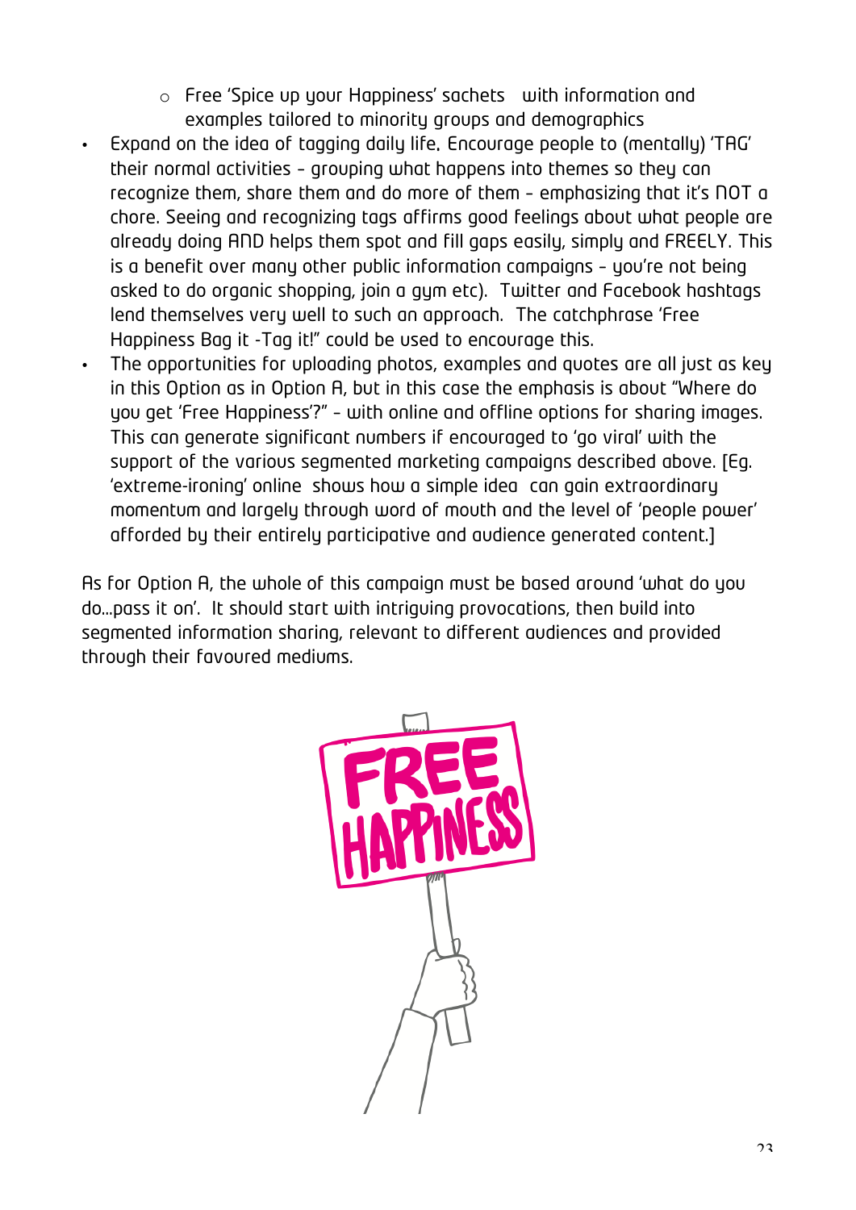- Free 'Spice up your Happiness' sachets with information and examples tailored to minority groups and demographics
- Expand on the idea of tagging daily life. Encourage people to (mentally) 'TAG' their normal activities – grouping what happens into themes so they can recognize them, share them and do more of them – emphasizing that it's NOT a chore. Seeing and recognizing tags affirms good feelings about what people are already doing AND helps them spot and fill gaps easily, simply and FREELY. This is a benefit over many other public information campaigns – you're not being asked to do organic shopping, join a gym etc). Twitter and Facebook hashtags lend themselves very well to such an approach. The catchphrase 'Free Happiness Bag it -Tag it!" could be used to encourage this.
- The opportunities for uploading photos, examples and quotes are all just as key in this Option as in Option A, but in this case the emphasis is about "Where do you get 'Free Happiness'?" – with online and offline options for sharing images. This can generate significant numbers if encouraged to 'go viral' with the support of the various segmented marketing campaigns described above. [Eg. 'extreme-ironing' online shows how a simple idea can gain extraordinary momentum and largely through word of mouth and the level of 'people power' afforded by their entirely participative and audience generated content.]

As for Option A, the whole of this campaign must be based around 'what do you do…pass it on'. It should start with intriguing provocations, then build into segmented information sharing, relevant to different audiences and provided through their favoured mediums.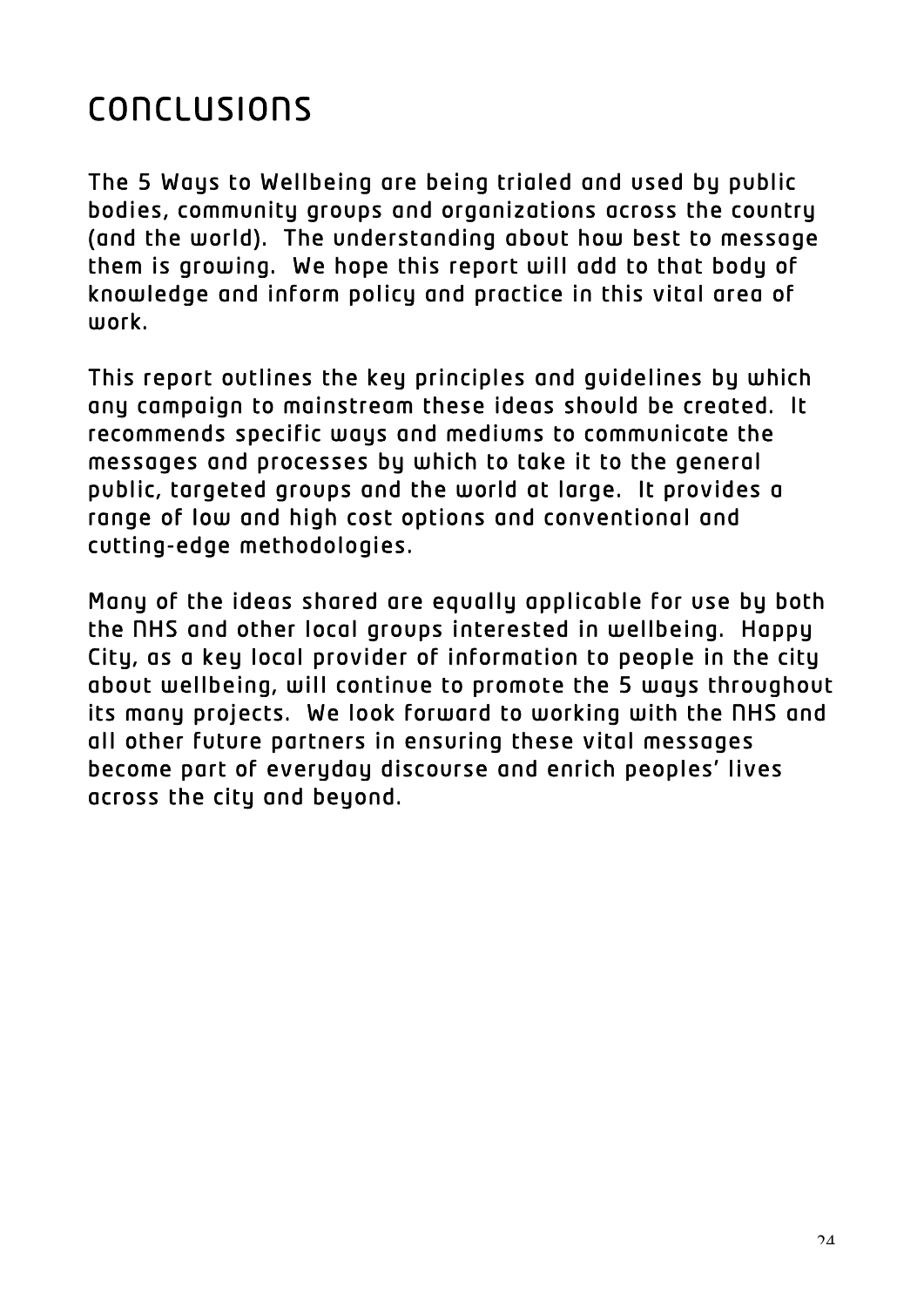# Conclusions

The 5 Ways to Wellbeing are being trialed and used by public bodies, community groups and organizations across the country (and the world). The understanding about how best to message them is growing. We hope this report will add to that body of knowledge and inform policy and practice in this vital area of work.

This report outlines the key principles and guidelines by which any campaign to mainstream these ideas should be created. It recommends specific ways and mediums to communicate the messages and processes by which to take it to the general public, targeted groups and the world at large. It provides a range of low and high cost options and conventional and cutting-edge methodologies.

Many of the ideas shared are equally applicable for use by both the NHS and other local groups interested in wellbeing. Happy City, as a key local provider of information to people in the city about wellbeing, will continue to promote the 5 ways throughout its many projects. We look forward to working with the NHS and all other future partners in ensuring these vital messages become part of everyday discourse and enrich peoples' lives across the city and beyond.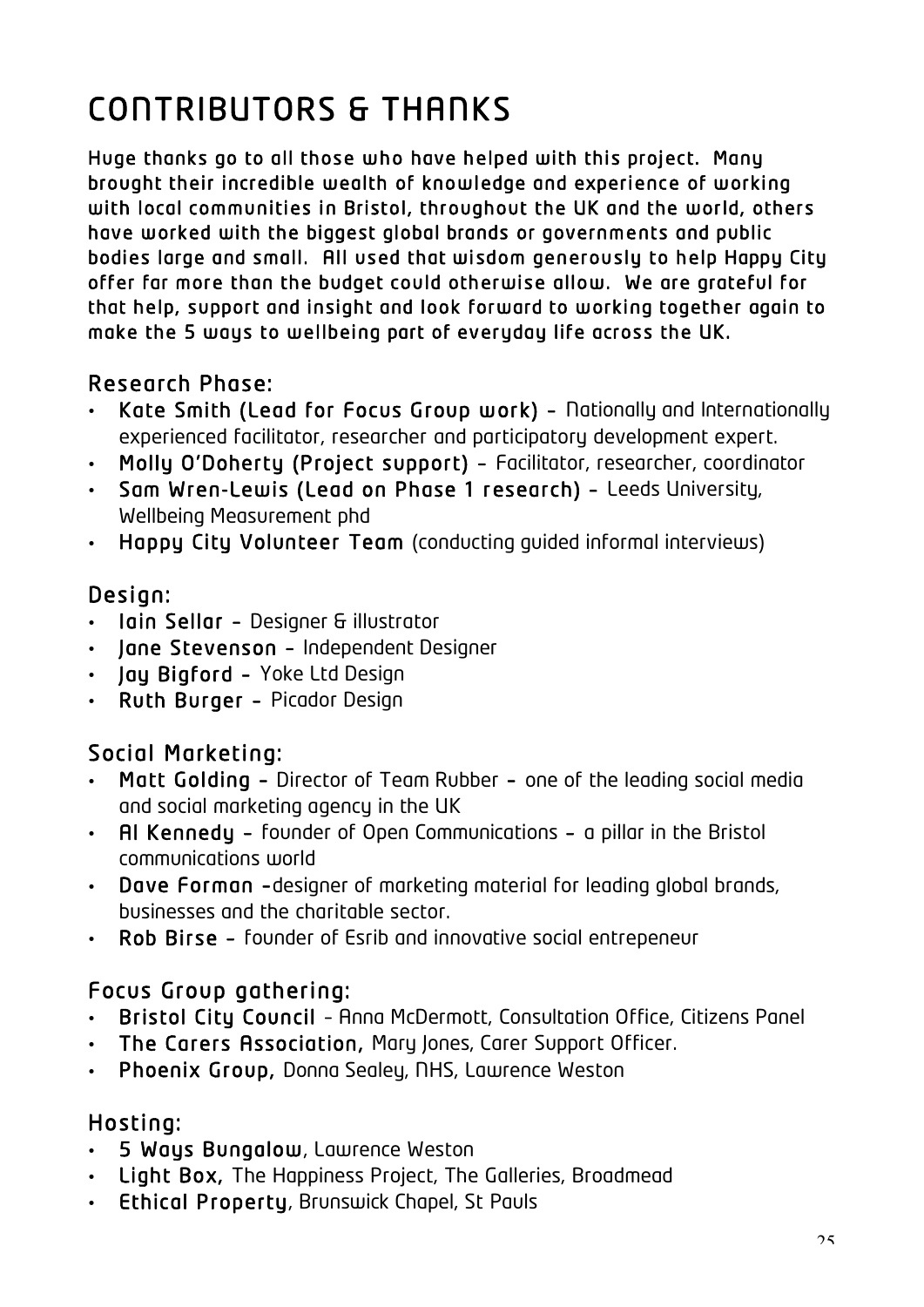# CONTRIBUTORS & THANKS

**Huge thanks go to all those who have helped with this project. Many brought their incredible wealth of knowledge and experience of working with local communities in Bristol, throughout the UK and the world, others have worked with the biggest global brands or governments and public bodies large and small. All used that wisdom generously to help Happy City offer far more than the budget could otherwise allow. We are grateful for that help, support and insight and look forward to working together again to make the 5 ways to wellbeing part of everyday life across the UK.**

## Research Phase:

- **Kate Smith (Lead for Focus Group work) –** Nationally and Internationally experienced facilitator, researcher and participatory development expert.
- **Molly O'Doherty (Project support) –** Facilitator, researcher, coordinator
- **Sam Wren-Lewis (Lead on Phase 1 research) –** Leeds University, Wellbeing Measurement phd
- **Happy City Volunteer Team** (conducting guided informal interviews)

## Design:

- **Iain Sellar –** Designer & illustrator
- **Jane Stevenson –** Independent Designer
- **Jay Bigford –** Yoke Ltd Design
- **Ruth Burger –** Picador Design

## Social Marketing:

- **Matt Golding –** Director of Team Rubber – one of the leading social media and social marketing agency in the UK
- **Al Kennedy –** founder of Open Communications – a pillar in the Bristol communications world
- **Dave Forman –**designer of marketing material for leading global brands, businesses and the charitable sector.
- **Rob Birse –** founder of Esrib and innovative social entrepeneur

## Focus Group gathering:

- **Bristol City Council** – Anna McDermott, Consultation Office, Citizens Panel
- **The Carers Association,** Mary Jones, Carer Support Officer.
- **Phoenix Group,** Donna Sealey, NHS, Lawrence Weston

## Hosting:

- **5 Ways Bungalow**, Lawrence Weston
- **Light Box,** The Happiness Project, The Galleries, Broadmead
- **Ethical Property**, Brunswick Chapel, St Pauls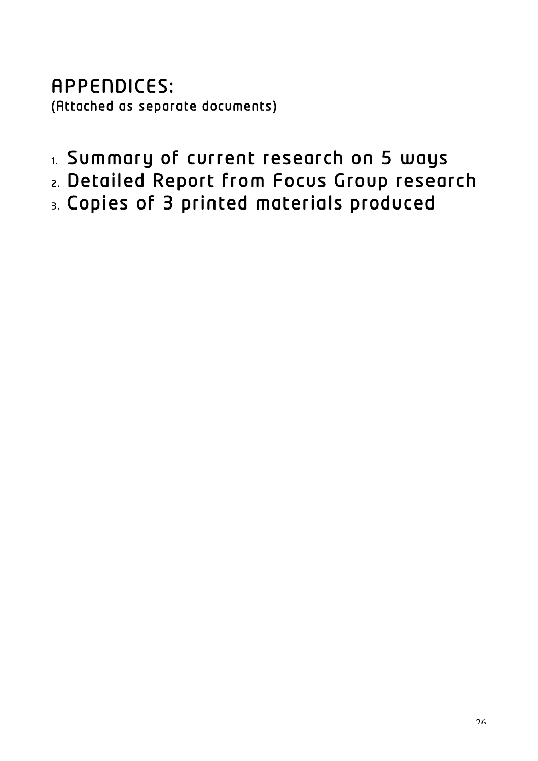# APPENDICES:

(Attached as separate documents)

1. Summary of current research on 5 ways
2. Detailed Report from Focus Group research
3. Copies of 3 printed materials produced